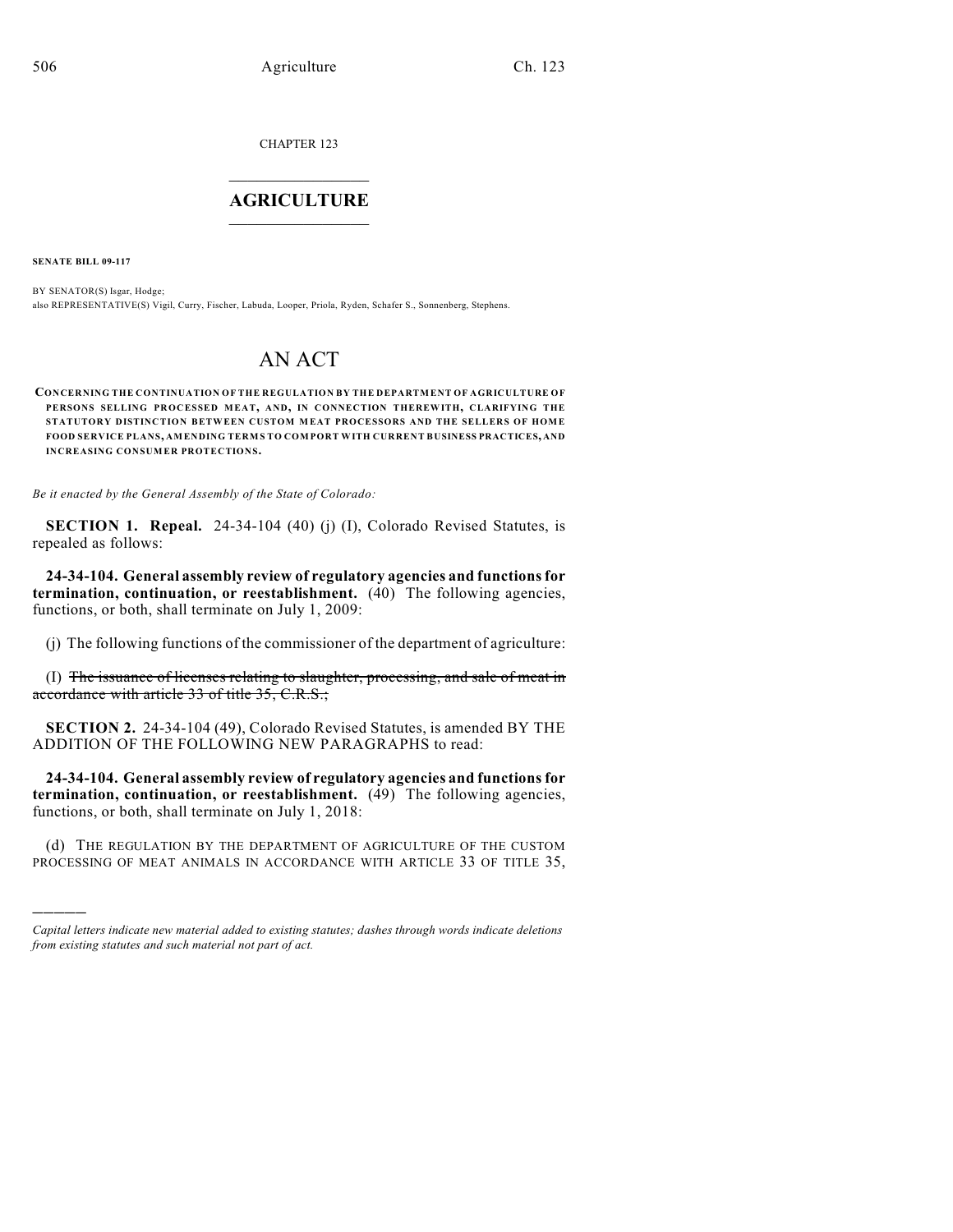CHAPTER 123

# AGRICULTURE

**SENATE BILL 09-117**

BY SENATOR(S) Isgar, Hodge;
also REPRESENTATIVE(S) Vigil, Curry, Fischer, Labuda, Looper, Priola, Ryden, Schafer S., Sonnenberg, Stephens.

# AN ACT

**CONCERNING THE CONTINUATION OF THE REGULATION BY THE DEPARTMENT OF AGRICULTURE OF PERSONS SELLING PROCESSED MEAT, AND, IN CONNECTION THEREWITH, CLARIFYING THE STATUTORY DISTINCTION BETWEEN CUSTOM MEAT PROCESSORS AND THE SELLERS OF HOME FOOD SERVICE PLANS, AMENDING TERMS TO COMPORT WITH CURRENT BUSINESS PRACTICES, AND INCREASING CONSUMER PROTECTIONS.**

*Be it enacted by the General Assembly of the State of Colorado:*

**SECTION 1. Repeal.** 24-34-104 (40) (j) (I), Colorado Revised Statutes, is repealed as follows:

**24-34-104. General assembly review of regulatory agencies and functions for termination, continuation, or reestablishment.** (40) The following agencies, functions, or both, shall terminate on July 1, 2009:

(j) The following functions of the commissioner of the department of agriculture:

(I) ~~The issuance of licenses relating to slaughter, processing, and sale of meat in accordance with article 33 of title 35, C.R.S.;~~

**SECTION 2.** 24-34-104 (49), Colorado Revised Statutes, is amended BY THE ADDITION OF THE FOLLOWING NEW PARAGRAPHS to read:

**24-34-104. General assembly review of regulatory agencies and functions for termination, continuation, or reestablishment.** (49) The following agencies, functions, or both, shall terminate on July 1, 2018:

(d) THE REGULATION BY THE DEPARTMENT OF AGRICULTURE OF THE CUSTOM PROCESSING OF MEAT ANIMALS IN ACCORDANCE WITH ARTICLE 33 OF TITLE 35,

---

*Capital letters indicate new material added to existing statutes; dashes through words indicate deletions from existing statutes and such material not part of act.*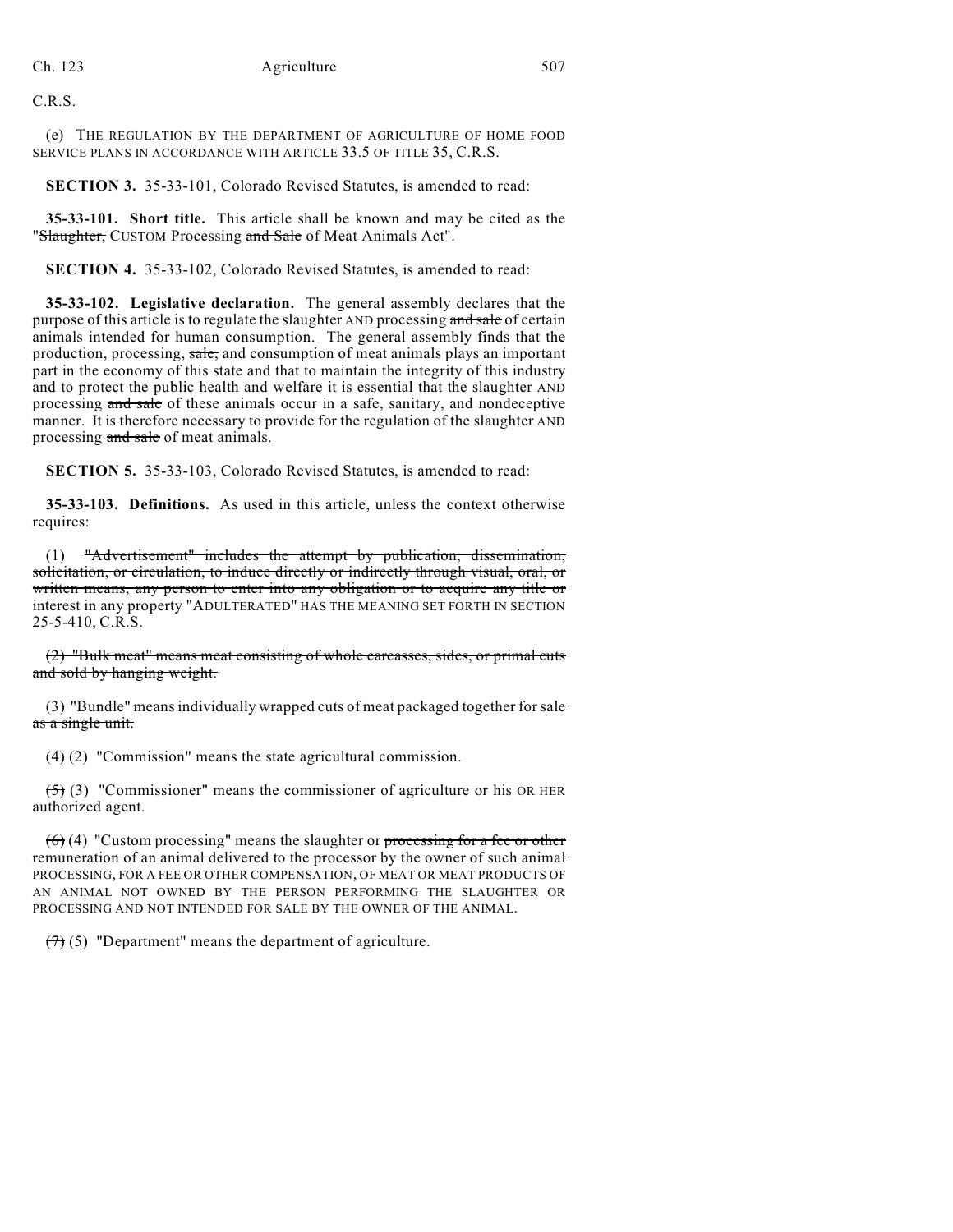C.R.S.

(e) THE REGULATION BY THE DEPARTMENT OF AGRICULTURE OF HOME FOOD SERVICE PLANS IN ACCORDANCE WITH ARTICLE 33.5 OF TITLE 35, C.R.S.

**SECTION 3.** 35-33-101, Colorado Revised Statutes, is amended to read:

**35-33-101. Short title.** This article shall be known and may be cited as the "~~Slaughter,~~ CUSTOM Processing ~~and Sale~~ of Meat Animals Act".

**SECTION 4.** 35-33-102, Colorado Revised Statutes, is amended to read:

**35-33-102. Legislative declaration.** The general assembly declares that the purpose of this article is to regulate the slaughter AND processing ~~and sale~~ of certain animals intended for human consumption. The general assembly finds that the production, processing, ~~sale,~~ and consumption of meat animals plays an important part in the economy of this state and that to maintain the integrity of this industry and to protect the public health and welfare it is essential that the slaughter AND processing ~~and sale~~ of these animals occur in a safe, sanitary, and nondeceptive manner. It is therefore necessary to provide for the regulation of the slaughter AND processing ~~and sale~~ of meat animals.

**SECTION 5.** 35-33-103, Colorado Revised Statutes, is amended to read:

**35-33-103. Definitions.** As used in this article, unless the context otherwise requires:

(1) ~~"Advertisement" includes the attempt by publication, dissemination, solicitation, or circulation, to induce directly or indirectly through visual, oral, or written means, any person to enter into any obligation or to acquire any title or interest in any property~~ "ADULTERATED" HAS THE MEANING SET FORTH IN SECTION 25-5-410, C.R.S.

~~(2) "Bulk meat" means meat consisting of whole carcasses, sides, or primal cuts and sold by hanging weight.~~

~~(3) "Bundle" means individually wrapped cuts of meat packaged together for sale as a single unit.~~

~~(4)~~ (2) "Commission" means the state agricultural commission.

~~(5)~~ (3) "Commissioner" means the commissioner of agriculture or his OR HER authorized agent.

~~(6)~~ (4) "Custom processing" means the slaughter or ~~processing for a fee or other remuneration of an animal delivered to the processor by the owner of such animal~~ PROCESSING, FOR A FEE OR OTHER COMPENSATION, OF MEAT OR MEAT PRODUCTS OF AN ANIMAL NOT OWNED BY THE PERSON PERFORMING THE SLAUGHTER OR PROCESSING AND NOT INTENDED FOR SALE BY THE OWNER OF THE ANIMAL.

~~(7)~~ (5) "Department" means the department of agriculture.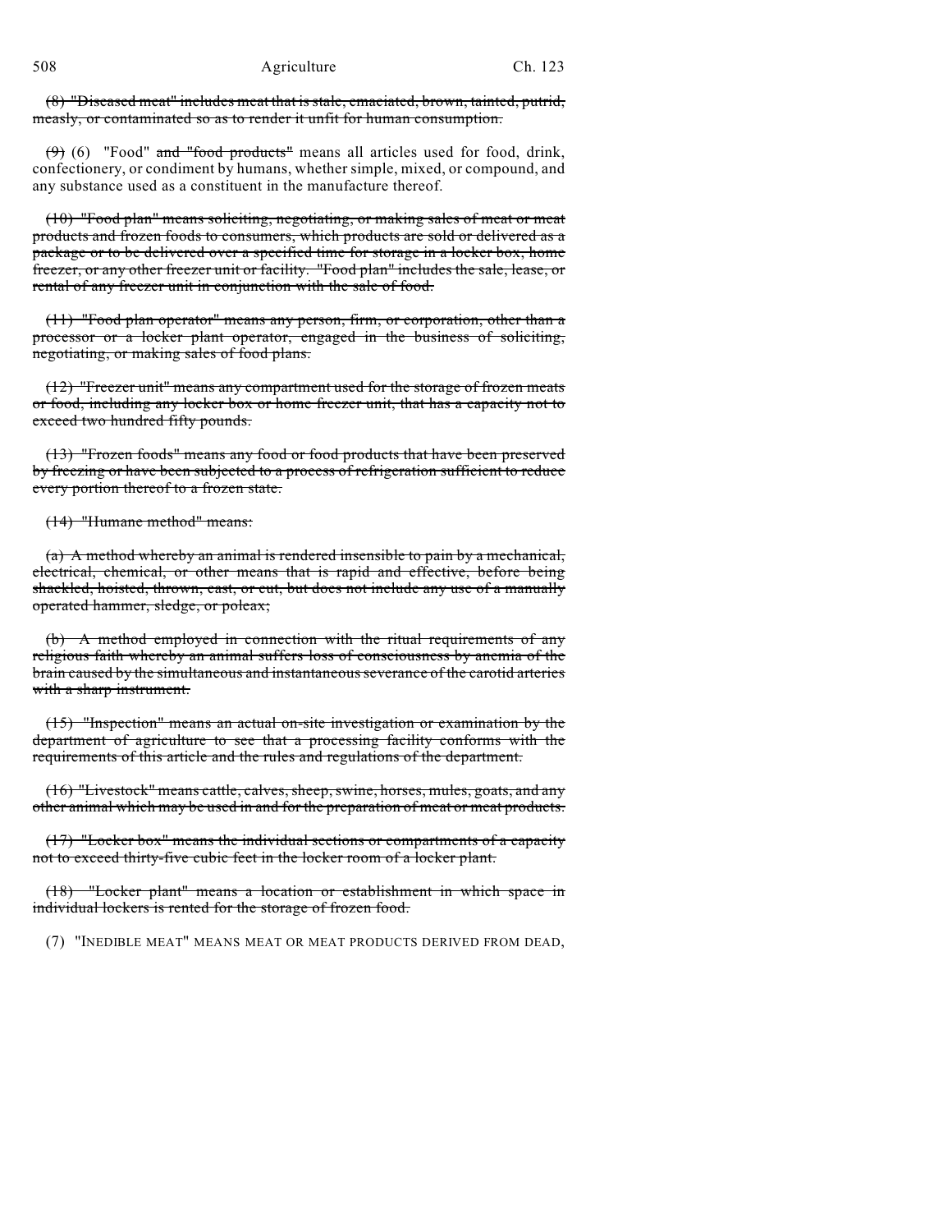~~(8) "Diseased meat" includes meat that is stale, emaciated, brown, tainted, putrid, measly, or contaminated so as to render it unfit for human consumption.~~

~~(9)~~ (6) "Food" ~~and "food products"~~ means all articles used for food, drink, confectionery, or condiment by humans, whether simple, mixed, or compound, and any substance used as a constituent in the manufacture thereof.

~~(10) "Food plan" means soliciting, negotiating, or making sales of meat or meat products and frozen foods to consumers, which products are sold or delivered as a package or to be delivered over a specified time for storage in a locker box, home freezer, or any other freezer unit or facility. "Food plan" includes the sale, lease, or rental of any freezer unit in conjunction with the sale of food.~~

~~(11) "Food plan operator" means any person, firm, or corporation, other than a processor or a locker plant operator, engaged in the business of soliciting, negotiating, or making sales of food plans.~~

~~(12) "Freezer unit" means any compartment used for the storage of frozen meats or food, including any locker box or home freezer unit, that has a capacity not to exceed two hundred fifty pounds.~~

~~(13) "Frozen foods" means any food or food products that have been preserved by freezing or have been subjected to a process of refrigeration sufficient to reduce every portion thereof to a frozen state.~~

~~(14) "Humane method" means:~~

~~(a) A method whereby an animal is rendered insensible to pain by a mechanical, electrical, chemical, or other means that is rapid and effective, before being shackled, hoisted, thrown, cast, or cut, but does not include any use of a manually operated hammer, sledge, or poleax;~~

~~(b) A method employed in connection with the ritual requirements of any religious faith whereby an animal suffers loss of consciousness by anemia of the brain caused by the simultaneous and instantaneous severance of the carotid arteries with a sharp instrument.~~

~~(15) "Inspection" means an actual on-site investigation or examination by the department of agriculture to see that a processing facility conforms with the requirements of this article and the rules and regulations of the department.~~

~~(16) "Livestock" means cattle, calves, sheep, swine, horses, mules, goats, and any other animal which may be used in and for the preparation of meat or meat products.~~

~~(17) "Locker box" means the individual sections or compartments of a capacity not to exceed thirty-five cubic feet in the locker room of a locker plant.~~

~~(18) "Locker plant" means a location or establishment in which space in individual lockers is rented for the storage of frozen food.~~

(7) "INEDIBLE MEAT" MEANS MEAT OR MEAT PRODUCTS DERIVED FROM DEAD,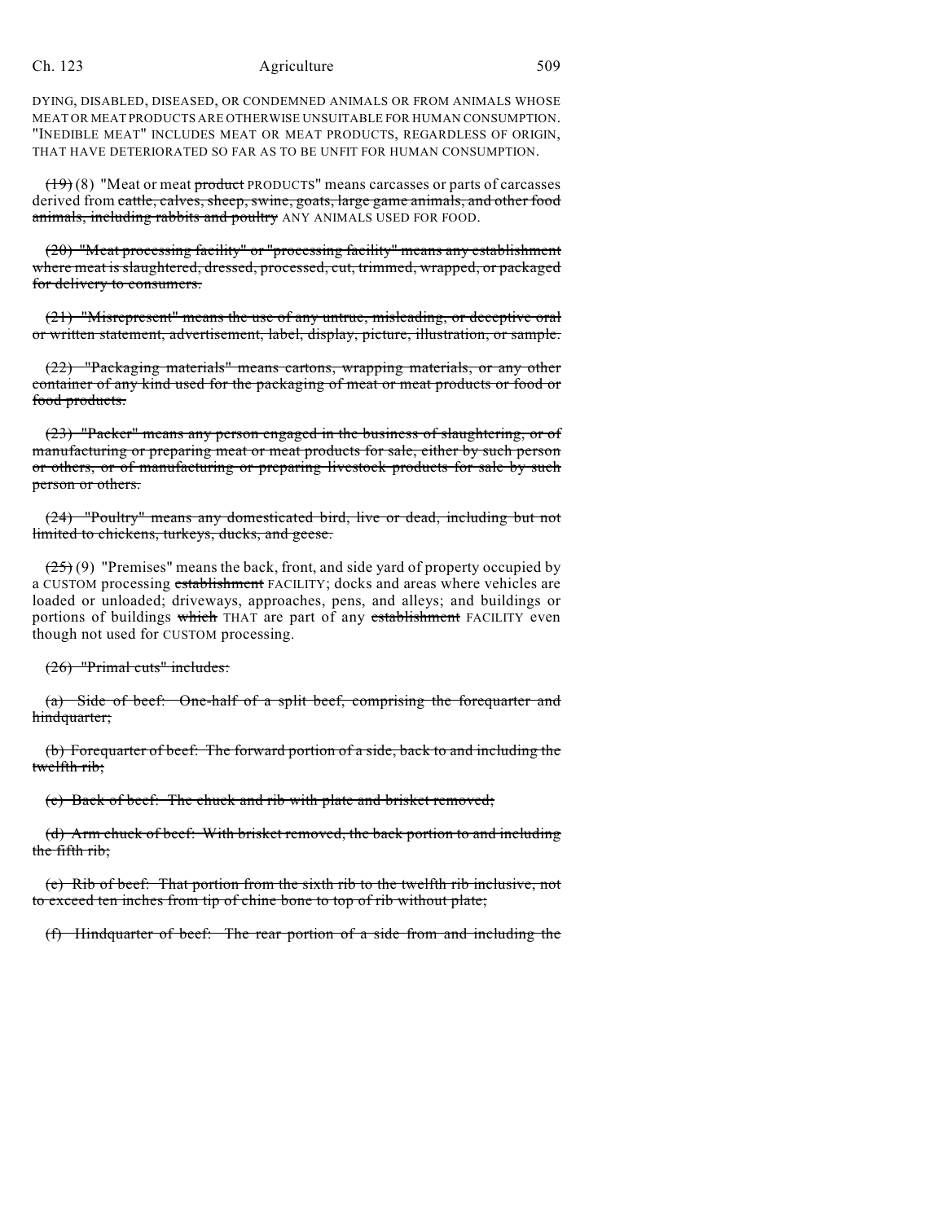DYING, DISABLED, DISEASED, OR CONDEMNED ANIMALS OR FROM ANIMALS WHOSE MEAT OR MEAT PRODUCTS ARE OTHERWISE UNSUITABLE FOR HUMAN CONSUMPTION. "INEDIBLE MEAT" INCLUDES MEAT OR MEAT PRODUCTS, REGARDLESS OF ORIGIN, THAT HAVE DETERIORATED SO FAR AS TO BE UNFIT FOR HUMAN CONSUMPTION.

~~(19)~~ (8) "Meat or meat ~~product~~ PRODUCTS" means carcasses or parts of carcasses derived from ~~cattle, calves, sheep, swine, goats, large game animals, and other food animals, including rabbits and poultry~~ ANY ANIMALS USED FOR FOOD.

~~(20) "Meat processing facility" or "processing facility" means any establishment where meat is slaughtered, dressed, processed, cut, trimmed, wrapped, or packaged for delivery to consumers.~~

~~(21) "Misrepresent" means the use of any untrue, misleading, or deceptive oral or written statement, advertisement, label, display, picture, illustration, or sample.~~

~~(22) "Packaging materials" means cartons, wrapping materials, or any other container of any kind used for the packaging of meat or meat products or food or food products.~~

~~(23) "Packer" means any person engaged in the business of slaughtering, or of manufacturing or preparing meat or meat products for sale, either by such person or others, or of manufacturing or preparing livestock products for sale by such person or others.~~

~~(24) "Poultry" means any domesticated bird, live or dead, including but not limited to chickens, turkeys, ducks, and geese.~~

~~(25)~~ (9) "Premises" means the back, front, and side yard of property occupied by a CUSTOM processing ~~establishment~~ FACILITY; docks and areas where vehicles are loaded or unloaded; driveways, approaches, pens, and alleys; and buildings or portions of buildings ~~which~~ THAT are part of any ~~establishment~~ FACILITY even though not used for CUSTOM processing.

~~(26) "Primal cuts" includes:~~

~~(a) Side of beef: One-half of a split beef, comprising the forequarter and hindquarter;~~

~~(b) Forequarter of beef: The forward portion of a side, back to and including the twelfth rib;~~

~~(c) Back of beef: The chuck and rib with plate and brisket removed;~~

~~(d) Arm chuck of beef: With brisket removed, the back portion to and including the fifth rib;~~

~~(e) Rib of beef: That portion from the sixth rib to the twelfth rib inclusive, not to exceed ten inches from tip of chine bone to top of rib without plate;~~

~~(f) Hindquarter of beef: The rear portion of a side from and including the~~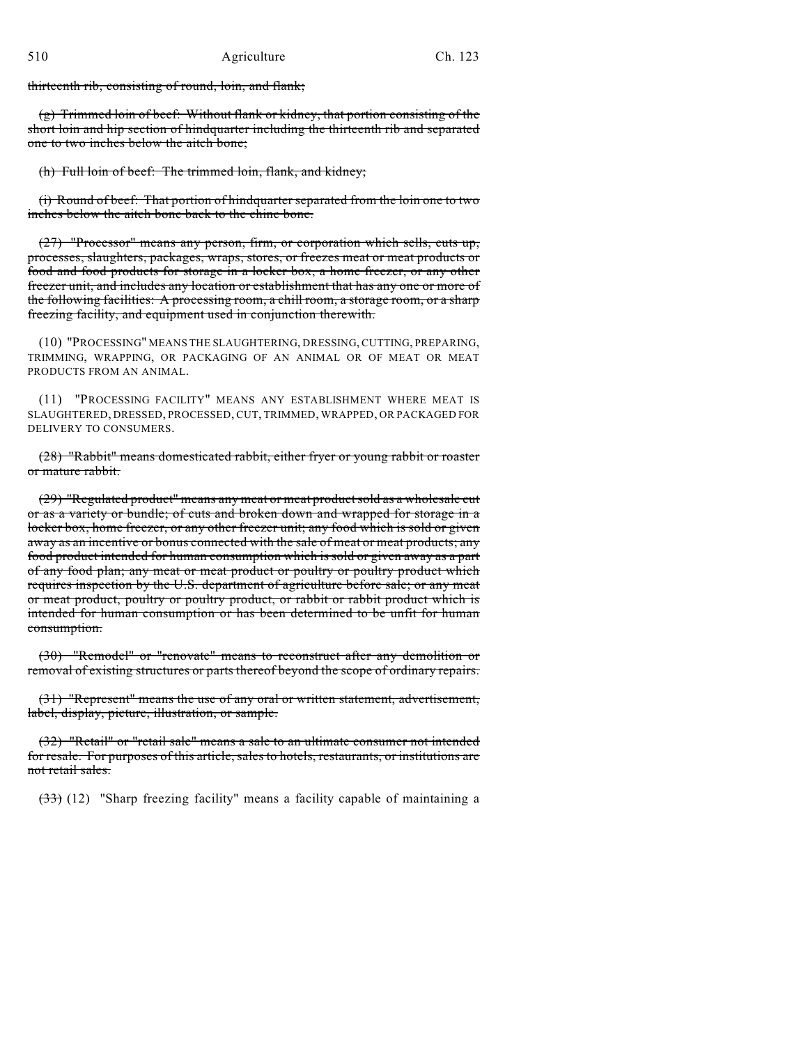~~thirteenth rib, consisting of round, loin, and flank;~~

~~(g) Trimmed loin of beef: Without flank or kidney, that portion consisting of the short loin and hip section of hindquarter including the thirteenth rib and separated one to two inches below the aitch bone;~~

~~(h) Full loin of beef: The trimmed loin, flank, and kidney;~~

~~(i) Round of beef: That portion of hindquarter separated from the loin one to two inches below the aitch bone back to the chine bone.~~

~~(27) "Processor" means any person, firm, or corporation which sells, cuts up, processes, slaughters, packages, wraps, stores, or freezes meat or meat products or food and food products for storage in a locker box, a home freezer, or any other freezer unit, and includes any location or establishment that has any one or more of the following facilities: A processing room, a chill room, a storage room, or a sharp freezing facility, and equipment used in conjunction therewith.~~

(10) "PROCESSING" MEANS THE SLAUGHTERING, DRESSING, CUTTING, PREPARING, TRIMMING, WRAPPING, OR PACKAGING OF AN ANIMAL OR OF MEAT OR MEAT PRODUCTS FROM AN ANIMAL.

(11) "PROCESSING FACILITY" MEANS ANY ESTABLISHMENT WHERE MEAT IS SLAUGHTERED, DRESSED, PROCESSED, CUT, TRIMMED, WRAPPED, OR PACKAGED FOR DELIVERY TO CONSUMERS.

~~(28) "Rabbit" means domesticated rabbit, either fryer or young rabbit or roaster or mature rabbit.~~

~~(29) "Regulated product" means any meat or meat product sold as a wholesale cut or as a variety or bundle; of cuts and broken down and wrapped for storage in a locker box, home freezer, or any other freezer unit; any food which is sold or given away as an incentive or bonus connected with the sale of meat or meat products; any food product intended for human consumption which is sold or given away as a part of any food plan; any meat or meat product or poultry or poultry product which requires inspection by the U.S. department of agriculture before sale; or any meat or meat product, poultry or poultry product, or rabbit or rabbit product which is intended for human consumption or has been determined to be unfit for human consumption.~~

~~(30) "Remodel" or "renovate" means to reconstruct after any demolition or removal of existing structures or parts thereof beyond the scope of ordinary repairs.~~

~~(31) "Represent" means the use of any oral or written statement, advertisement, label, display, picture, illustration, or sample.~~

~~(32) "Retail" or "retail sale" means a sale to an ultimate consumer not intended for resale. For purposes of this article, sales to hotels, restaurants, or institutions are not retail sales.~~

~~(33)~~ (12) "Sharp freezing facility" means a facility capable of maintaining a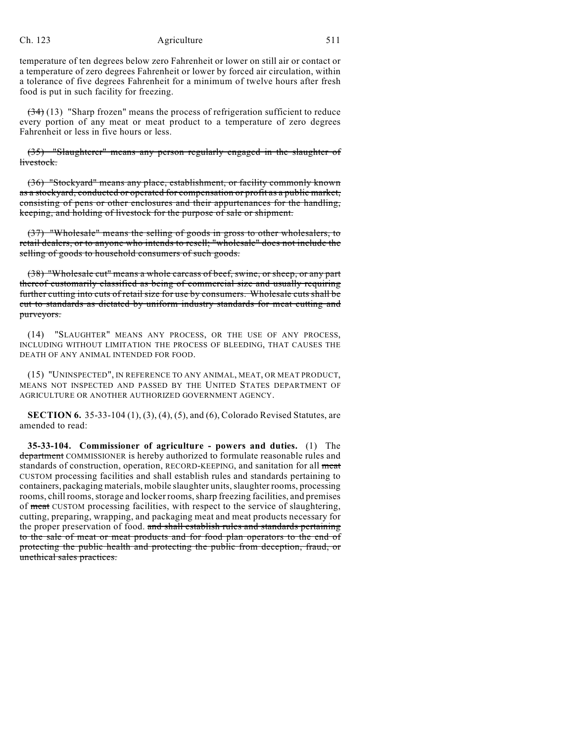temperature of ten degrees below zero Fahrenheit or lower on still air or contact or a temperature of zero degrees Fahrenheit or lower by forced air circulation, within a tolerance of five degrees Fahrenheit for a minimum of twelve hours after fresh food is put in such facility for freezing.

~~(34)~~ (13) "Sharp frozen" means the process of refrigeration sufficient to reduce every portion of any meat or meat product to a temperature of zero degrees Fahrenheit or less in five hours or less.

~~(35) "Slaughterer" means any person regularly engaged in the slaughter of livestock.~~

~~(36) "Stockyard" means any place, establishment, or facility commonly known as a stockyard, conducted or operated for compensation or profit as a public market, consisting of pens or other enclosures and their appurtenances for the handling, keeping, and holding of livestock for the purpose of sale or shipment.~~

~~(37) "Wholesale" means the selling of goods in gross to other wholesalers, to retail dealers, or to anyone who intends to resell; "wholesale" does not include the selling of goods to household consumers of such goods.~~

~~(38) "Wholesale cut" means a whole carcass of beef, swine, or sheep, or any part thereof customarily classified as being of commercial size and usually requiring further cutting into cuts of retail size for use by consumers. Wholesale cuts shall be cut to standards as dictated by uniform industry standards for meat cutting and purveyors.~~

(14) "SLAUGHTER" MEANS ANY PROCESS, OR THE USE OF ANY PROCESS, INCLUDING WITHOUT LIMITATION THE PROCESS OF BLEEDING, THAT CAUSES THE DEATH OF ANY ANIMAL INTENDED FOR FOOD.

(15) "UNINSPECTED", IN REFERENCE TO ANY ANIMAL, MEAT, OR MEAT PRODUCT, MEANS NOT INSPECTED AND PASSED BY THE UNITED STATES DEPARTMENT OF AGRICULTURE OR ANOTHER AUTHORIZED GOVERNMENT AGENCY.

**SECTION 6.** 35-33-104 (1), (3), (4), (5), and (6), Colorado Revised Statutes, are amended to read:

**35-33-104. Commissioner of agriculture - powers and duties.** (1) The ~~department~~ COMMISSIONER is hereby authorized to formulate reasonable rules and standards of construction, operation, RECORD-KEEPING, and sanitation for all ~~meat~~ CUSTOM processing facilities and shall establish rules and standards pertaining to containers, packaging materials, mobile slaughter units, slaughter rooms, processing rooms, chill rooms, storage and locker rooms, sharp freezing facilities, and premises of ~~meat~~ CUSTOM processing facilities, with respect to the service of slaughtering, cutting, preparing, wrapping, and packaging meat and meat products necessary for the proper preservation of food. ~~and shall establish rules and standards pertaining to the sale of meat or meat products and for food plan operators to the end of protecting the public health and protecting the public from deception, fraud, or unethical sales practices.~~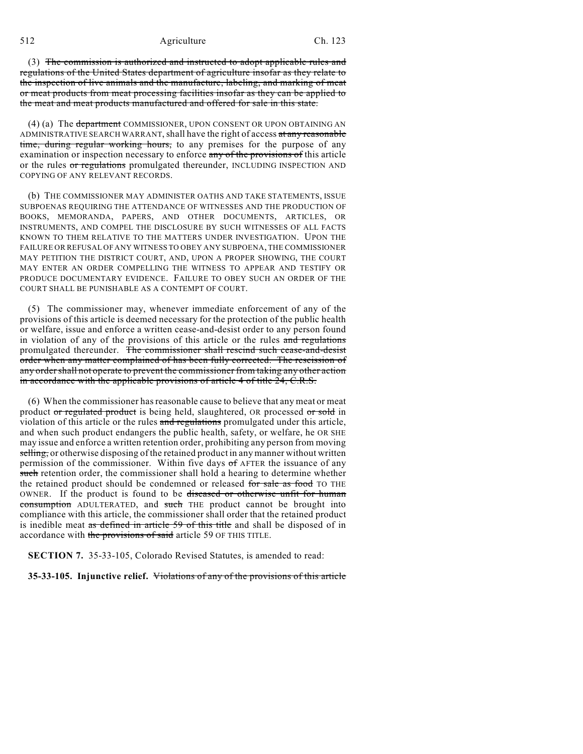(3) ~~The commission is authorized and instructed to adopt applicable rules and regulations of the United States department of agriculture insofar as they relate to the inspection of live animals and the manufacture, labeling, and marking of meat or meat products from meat processing facilities insofar as they can be applied to the meat and meat products manufactured and offered for sale in this state.~~

(4) (a) The ~~department~~ COMMISSIONER, UPON CONSENT OR UPON OBTAINING AN ADMINISTRATIVE SEARCH WARRANT, shall have the right of access ~~at any reasonable time, during regular working hours,~~ to any premises for the purpose of any examination or inspection necessary to enforce ~~any of the provisions of~~ this article or the rules ~~or regulations~~ promulgated thereunder, INCLUDING INSPECTION AND COPYING OF ANY RELEVANT RECORDS.

(b) THE COMMISSIONER MAY ADMINISTER OATHS AND TAKE STATEMENTS, ISSUE SUBPOENAS REQUIRING THE ATTENDANCE OF WITNESSES AND THE PRODUCTION OF BOOKS, MEMORANDA, PAPERS, AND OTHER DOCUMENTS, ARTICLES, OR INSTRUMENTS, AND COMPEL THE DISCLOSURE BY SUCH WITNESSES OF ALL FACTS KNOWN TO THEM RELATIVE TO THE MATTERS UNDER INVESTIGATION. UPON THE FAILURE OR REFUSAL OF ANY WITNESS TO OBEY ANY SUBPOENA, THE COMMISSIONER MAY PETITION THE DISTRICT COURT, AND, UPON A PROPER SHOWING, THE COURT MAY ENTER AN ORDER COMPELLING THE WITNESS TO APPEAR AND TESTIFY OR PRODUCE DOCUMENTARY EVIDENCE. FAILURE TO OBEY SUCH AN ORDER OF THE COURT SHALL BE PUNISHABLE AS A CONTEMPT OF COURT.

(5) The commissioner may, whenever immediate enforcement of any of the provisions of this article is deemed necessary for the protection of the public health or welfare, issue and enforce a written cease-and-desist order to any person found in violation of any of the provisions of this article or the rules ~~and regulations~~ promulgated thereunder. ~~The commissioner shall rescind such cease-and-desist order when any matter complained of has been fully corrected. The rescission of any order shall not operate to prevent the commissioner from taking any other action in accordance with the applicable provisions of article 4 of title 24, C.R.S.~~

(6) When the commissioner has reasonable cause to believe that any meat or meat product ~~or regulated product~~ is being held, slaughtered, OR processed ~~or sold~~ in violation of this article or the rules ~~and regulations~~ promulgated under this article, and when such product endangers the public health, safety, or welfare, he OR SHE may issue and enforce a written retention order, prohibiting any person from moving ~~selling,~~ or otherwise disposing of the retained product in any manner without written permission of the commissioner. Within five days ~~of~~ AFTER the issuance of any ~~such~~ retention order, the commissioner shall hold a hearing to determine whether the retained product should be condemned or released ~~for sale as food~~ TO THE OWNER. If the product is found to be ~~diseased or otherwise unfit for human consumption~~ ADULTERATED, and ~~such~~ THE product cannot be brought into compliance with this article, the commissioner shall order that the retained product is inedible meat ~~as defined in article 59 of this title~~ and shall be disposed of in accordance with ~~the provisions of said~~ article 59 OF THIS TITLE.

**SECTION 7.** 35-33-105, Colorado Revised Statutes, is amended to read:

**35-33-105. Injunctive relief.** ~~Violations of any of the provisions of this article~~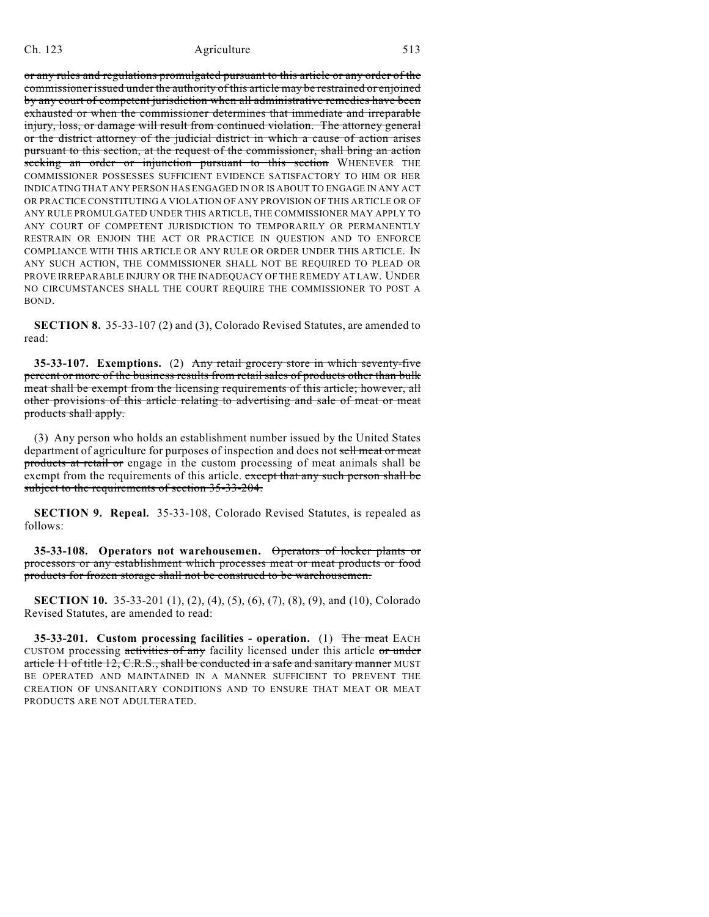~~or any rules and regulations promulgated pursuant to this article or any order of the commissioner issued under the authority of this article may be restrained or enjoined by any court of competent jurisdiction when all administrative remedies have been exhausted or when the commissioner determines that immediate and irreparable injury, loss, or damage will result from continued violation. The attorney general or the district attorney of the judicial district in which a cause of action arises pursuant to this section, at the request of the commissioner, shall bring an action seeking an order or injunction pursuant to this section~~ WHENEVER THE COMMISSIONER POSSESSES SUFFICIENT EVIDENCE SATISFACTORY TO HIM OR HER INDICATING THAT ANY PERSON HAS ENGAGED IN OR IS ABOUT TO ENGAGE IN ANY ACT OR PRACTICE CONSTITUTING A VIOLATION OF ANY PROVISION OF THIS ARTICLE OR OF ANY RULE PROMULGATED UNDER THIS ARTICLE, THE COMMISSIONER MAY APPLY TO ANY COURT OF COMPETENT JURISDICTION TO TEMPORARILY OR PERMANENTLY RESTRAIN OR ENJOIN THE ACT OR PRACTICE IN QUESTION AND TO ENFORCE COMPLIANCE WITH THIS ARTICLE OR ANY RULE OR ORDER UNDER THIS ARTICLE. IN ANY SUCH ACTION, THE COMMISSIONER SHALL NOT BE REQUIRED TO PLEAD OR PROVE IRREPARABLE INJURY OR THE INADEQUACY OF THE REMEDY AT LAW. UNDER NO CIRCUMSTANCES SHALL THE COURT REQUIRE THE COMMISSIONER TO POST A BOND.

**SECTION 8.** 35-33-107 (2) and (3), Colorado Revised Statutes, are amended to read:

**35-33-107. Exemptions.** (2) ~~Any retail grocery store in which seventy-five percent or more of the business results from retail sales of products other than bulk meat shall be exempt from the licensing requirements of this article; however, all other provisions of this article relating to advertising and sale of meat or meat products shall apply.~~

(3) Any person who holds an establishment number issued by the United States department of agriculture for purposes of inspection and does not ~~sell meat or meat products at retail or~~ engage in the custom processing of meat animals shall be exempt from the requirements of this article. ~~except that any such person shall be subject to the requirements of section 35-33-204.~~

**SECTION 9. Repeal.** 35-33-108, Colorado Revised Statutes, is repealed as follows:

**35-33-108. Operators not warehousemen.** ~~Operators of locker plants or processors or any establishment which processes meat or meat products or food products for frozen storage shall not be construed to be warehousemen.~~

**SECTION 10.** 35-33-201 (1), (2), (4), (5), (6), (7), (8), (9), and (10), Colorado Revised Statutes, are amended to read:

**35-33-201. Custom processing facilities - operation.** (1) ~~The meat~~ EACH CUSTOM processing ~~activities of any~~ facility licensed under this article ~~or under article 11 of title 12, C.R.S., shall be conducted in a safe and sanitary manner~~ MUST BE OPERATED AND MAINTAINED IN A MANNER SUFFICIENT TO PREVENT THE CREATION OF UNSANITARY CONDITIONS AND TO ENSURE THAT MEAT OR MEAT PRODUCTS ARE NOT ADULTERATED.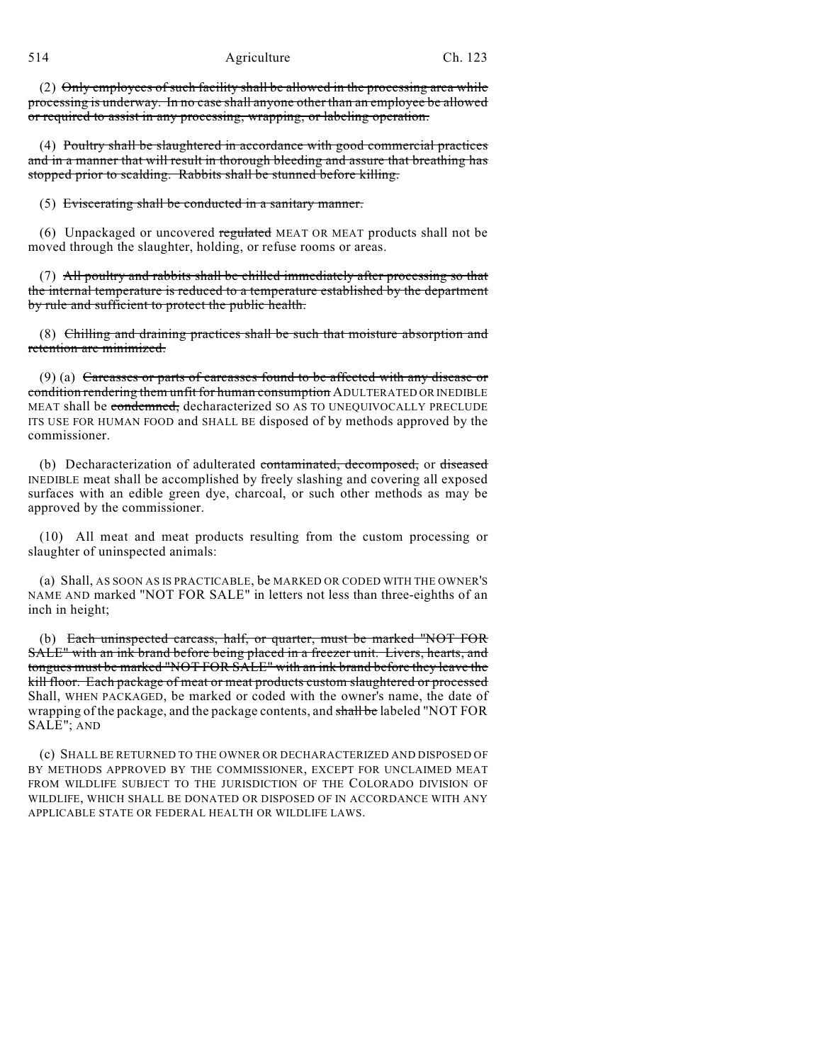(2) ~~Only employees of such facility shall be allowed in the processing area while processing is underway. In no case shall anyone other than an employee be allowed or required to assist in any processing, wrapping, or labeling operation.~~

(4) ~~Poultry shall be slaughtered in accordance with good commercial practices and in a manner that will result in thorough bleeding and assure that breathing has stopped prior to scalding. Rabbits shall be stunned before killing.~~

(5) ~~Eviscerating shall be conducted in a sanitary manner.~~

(6) Unpackaged or uncovered ~~regulated~~ MEAT OR MEAT products shall not be moved through the slaughter, holding, or refuse rooms or areas.

(7) ~~All poultry and rabbits shall be chilled immediately after processing so that the internal temperature is reduced to a temperature established by the department by rule and sufficient to protect the public health.~~

(8) ~~Chilling and draining practices shall be such that moisture absorption and retention are minimized.~~

(9) (a) ~~Carcasses or parts of carcasses found to be affected with any disease or condition rendering them unfit for human consumption~~ ADULTERATED OR INEDIBLE MEAT shall be ~~condemned,~~ decharacterized SO AS TO UNEQUIVOCALLY PRECLUDE ITS USE FOR HUMAN FOOD and SHALL BE disposed of by methods approved by the commissioner.

(b) Decharacterization of adulterated ~~contaminated, decomposed,~~ or ~~diseased~~ INEDIBLE meat shall be accomplished by freely slashing and covering all exposed surfaces with an edible green dye, charcoal, or such other methods as may be approved by the commissioner.

(10) All meat and meat products resulting from the custom processing or slaughter of uninspected animals:

(a) Shall, AS SOON AS IS PRACTICABLE, be MARKED OR CODED WITH THE OWNER'S NAME AND marked "NOT FOR SALE" in letters not less than three-eighths of an inch in height;

(b) ~~Each uninspected carcass, half, or quarter, must be marked "NOT FOR SALE" with an ink brand before being placed in a freezer unit. Livers, hearts, and tongues must be marked "NOT FOR SALE" with an ink brand before they leave the kill floor. Each package of meat or meat products custom slaughtered or processed~~ Shall, WHEN PACKAGED, be marked or coded with the owner's name, the date of wrapping of the package, and the package contents, and ~~shall be~~ labeled "NOT FOR SALE"; AND

(c) SHALL BE RETURNED TO THE OWNER OR DECHARACTERIZED AND DISPOSED OF BY METHODS APPROVED BY THE COMMISSIONER, EXCEPT FOR UNCLAIMED MEAT FROM WILDLIFE SUBJECT TO THE JURISDICTION OF THE COLORADO DIVISION OF WILDLIFE, WHICH SHALL BE DONATED OR DISPOSED OF IN ACCORDANCE WITH ANY APPLICABLE STATE OR FEDERAL HEALTH OR WILDLIFE LAWS.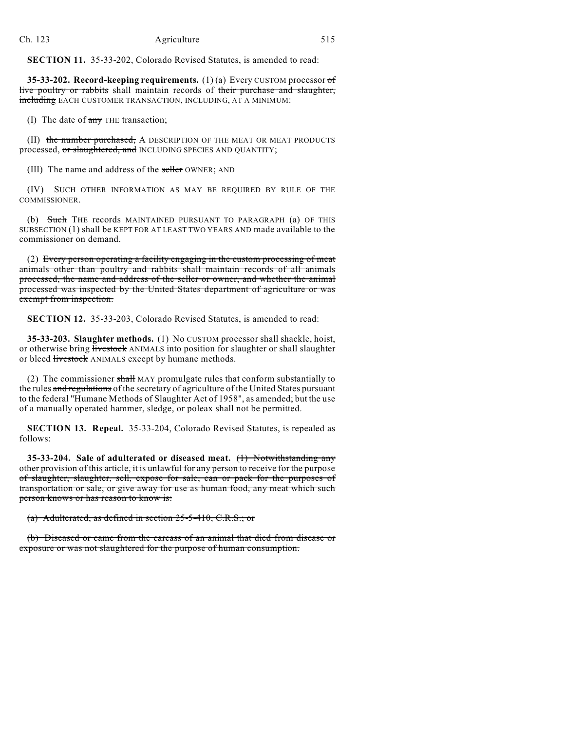**SECTION 11.** 35-33-202, Colorado Revised Statutes, is amended to read:

**35-33-202. Record-keeping requirements.** (1) (a) Every CUSTOM processor ~~of live poultry or rabbits~~ shall maintain records of ~~their purchase and slaughter, including~~ EACH CUSTOMER TRANSACTION, INCLUDING, AT A MINIMUM:

(I) The date of ~~any~~ THE transaction;

(II) ~~the number purchased,~~ A DESCRIPTION OF THE MEAT OR MEAT PRODUCTS processed, ~~or slaughtered, and~~ INCLUDING SPECIES AND QUANTITY;

(III) The name and address of the ~~seller~~ OWNER; AND

(IV) SUCH OTHER INFORMATION AS MAY BE REQUIRED BY RULE OF THE COMMISSIONER.

(b) ~~Such~~ THE records MAINTAINED PURSUANT TO PARAGRAPH (a) OF THIS SUBSECTION (1) shall be KEPT FOR AT LEAST TWO YEARS AND made available to the commissioner on demand.

(2) ~~Every person operating a facility engaging in the custom processing of meat animals other than poultry and rabbits shall maintain records of all animals processed, the name and address of the seller or owner, and whether the animal processed was inspected by the United States department of agriculture or was exempt from inspection.~~

**SECTION 12.** 35-33-203, Colorado Revised Statutes, is amended to read:

**35-33-203. Slaughter methods.** (1) No CUSTOM processor shall shackle, hoist, or otherwise bring ~~livestock~~ ANIMALS into position for slaughter or shall slaughter or bleed ~~livestock~~ ANIMALS except by humane methods.

(2) The commissioner ~~shall~~ MAY promulgate rules that conform substantially to the rules ~~and regulations~~ of the secretary of agriculture of the United States pursuant to the federal "Humane Methods of Slaughter Act of 1958", as amended; but the use of a manually operated hammer, sledge, or poleax shall not be permitted.

**SECTION 13. Repeal.** 35-33-204, Colorado Revised Statutes, is repealed as follows:

**35-33-204. Sale of adulterated or diseased meat.** ~~(1) Notwithstanding any other provision of this article, it is unlawful for any person to receive for the purpose of slaughter, slaughter, sell, expose for sale, can or pack for the purposes of transportation or sale, or give away for use as human food, any meat which such person knows or has reason to know is:~~

~~(a) Adulterated, as defined in section 25-5-410, C.R.S.; or~~

~~(b) Diseased or came from the carcass of an animal that died from disease or exposure or was not slaughtered for the purpose of human consumption.~~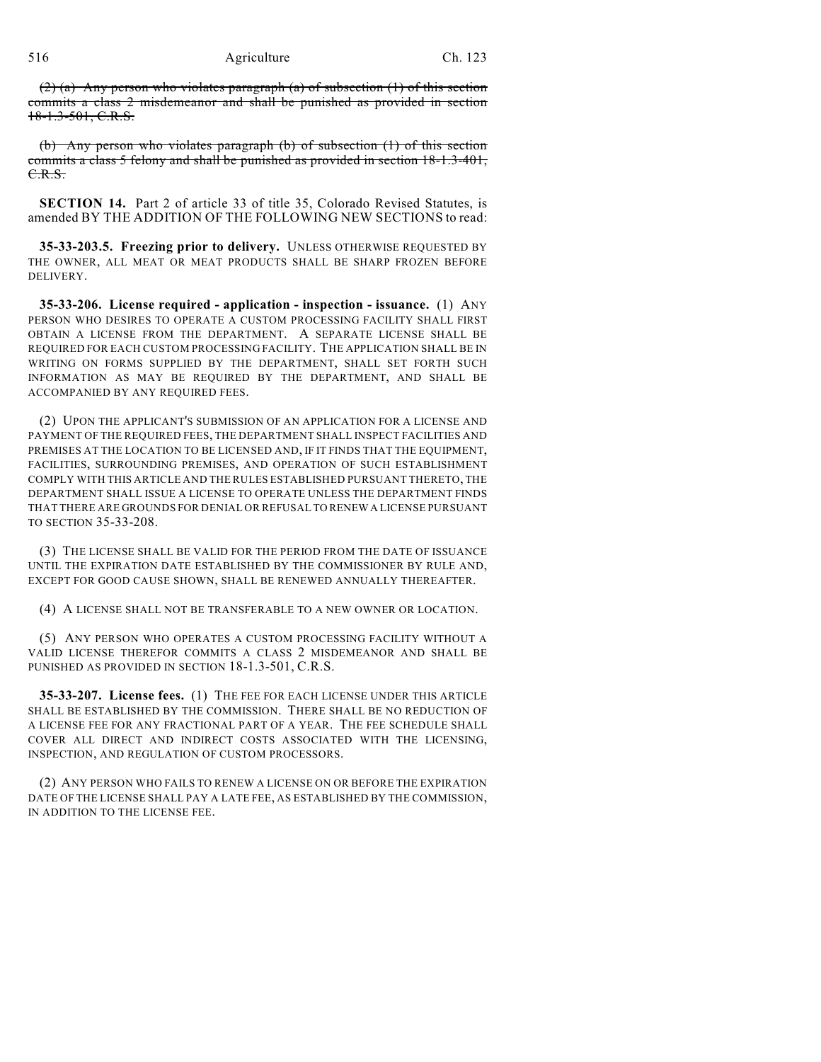~~(2) (a) Any person who violates paragraph (a) of subsection (1) of this section commits a class 2 misdemeanor and shall be punished as provided in section 18-1.3-501, C.R.S.~~

~~(b) Any person who violates paragraph (b) of subsection (1) of this section commits a class 5 felony and shall be punished as provided in section 18-1.3-401, C.R.S.~~

**SECTION 14.** Part 2 of article 33 of title 35, Colorado Revised Statutes, is amended BY THE ADDITION OF THE FOLLOWING NEW SECTIONS to read:

**35-33-203.5. Freezing prior to delivery.** UNLESS OTHERWISE REQUESTED BY THE OWNER, ALL MEAT OR MEAT PRODUCTS SHALL BE SHARP FROZEN BEFORE DELIVERY.

**35-33-206. License required - application - inspection - issuance.** (1) ANY PERSON WHO DESIRES TO OPERATE A CUSTOM PROCESSING FACILITY SHALL FIRST OBTAIN A LICENSE FROM THE DEPARTMENT. A SEPARATE LICENSE SHALL BE REQUIRED FOR EACH CUSTOM PROCESSING FACILITY. THE APPLICATION SHALL BE IN WRITING ON FORMS SUPPLIED BY THE DEPARTMENT, SHALL SET FORTH SUCH INFORMATION AS MAY BE REQUIRED BY THE DEPARTMENT, AND SHALL BE ACCOMPANIED BY ANY REQUIRED FEES.

(2) UPON THE APPLICANT'S SUBMISSION OF AN APPLICATION FOR A LICENSE AND PAYMENT OF THE REQUIRED FEES, THE DEPARTMENT SHALL INSPECT FACILITIES AND PREMISES AT THE LOCATION TO BE LICENSED AND, IF IT FINDS THAT THE EQUIPMENT, FACILITIES, SURROUNDING PREMISES, AND OPERATION OF SUCH ESTABLISHMENT COMPLY WITH THIS ARTICLE AND THE RULES ESTABLISHED PURSUANT THERETO, THE DEPARTMENT SHALL ISSUE A LICENSE TO OPERATE UNLESS THE DEPARTMENT FINDS THAT THERE ARE GROUNDS FOR DENIAL OR REFUSAL TO RENEW A LICENSE PURSUANT TO SECTION 35-33-208.

(3) THE LICENSE SHALL BE VALID FOR THE PERIOD FROM THE DATE OF ISSUANCE UNTIL THE EXPIRATION DATE ESTABLISHED BY THE COMMISSIONER BY RULE AND, EXCEPT FOR GOOD CAUSE SHOWN, SHALL BE RENEWED ANNUALLY THEREAFTER.

(4) A LICENSE SHALL NOT BE TRANSFERABLE TO A NEW OWNER OR LOCATION.

(5) ANY PERSON WHO OPERATES A CUSTOM PROCESSING FACILITY WITHOUT A VALID LICENSE THEREFOR COMMITS A CLASS 2 MISDEMEANOR AND SHALL BE PUNISHED AS PROVIDED IN SECTION 18-1.3-501, C.R.S.

**35-33-207. License fees.** (1) THE FEE FOR EACH LICENSE UNDER THIS ARTICLE SHALL BE ESTABLISHED BY THE COMMISSION. THERE SHALL BE NO REDUCTION OF A LICENSE FEE FOR ANY FRACTIONAL PART OF A YEAR. THE FEE SCHEDULE SHALL COVER ALL DIRECT AND INDIRECT COSTS ASSOCIATED WITH THE LICENSING, INSPECTION, AND REGULATION OF CUSTOM PROCESSORS.

(2) ANY PERSON WHO FAILS TO RENEW A LICENSE ON OR BEFORE THE EXPIRATION DATE OF THE LICENSE SHALL PAY A LATE FEE, AS ESTABLISHED BY THE COMMISSION, IN ADDITION TO THE LICENSE FEE.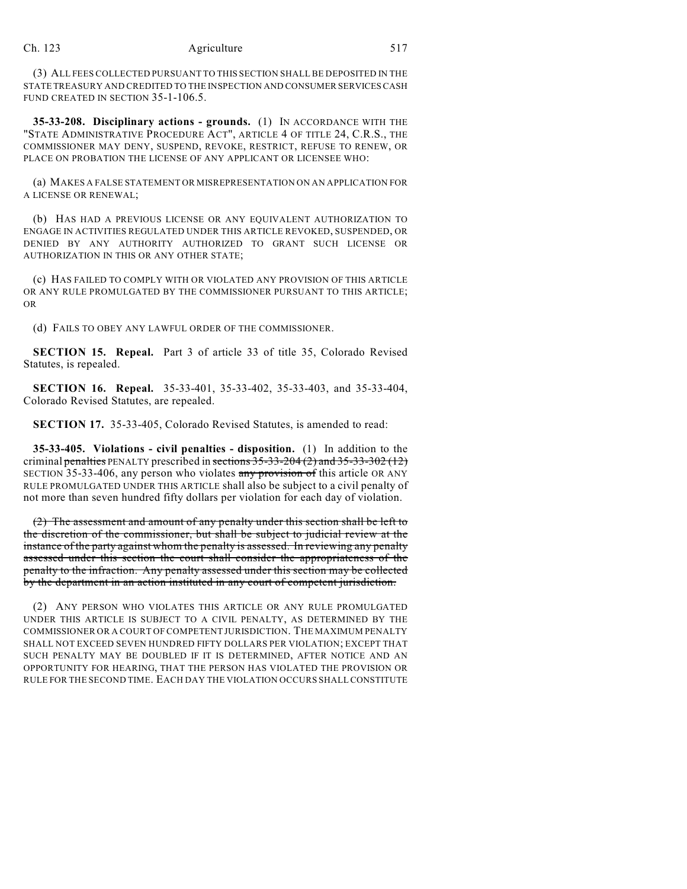(3) ALL FEES COLLECTED PURSUANT TO THIS SECTION SHALL BE DEPOSITED IN THE STATE TREASURY AND CREDITED TO THE INSPECTION AND CONSUMER SERVICES CASH FUND CREATED IN SECTION 35-1-106.5.

**35-33-208. Disciplinary actions - grounds.** (1) IN ACCORDANCE WITH THE "STATE ADMINISTRATIVE PROCEDURE ACT", ARTICLE 4 OF TITLE 24, C.R.S., THE COMMISSIONER MAY DENY, SUSPEND, REVOKE, RESTRICT, REFUSE TO RENEW, OR PLACE ON PROBATION THE LICENSE OF ANY APPLICANT OR LICENSEE WHO:

(a) MAKES A FALSE STATEMENT OR MISREPRESENTATION ON AN APPLICATION FOR A LICENSE OR RENEWAL;

(b) HAS HAD A PREVIOUS LICENSE OR ANY EQUIVALENT AUTHORIZATION TO ENGAGE IN ACTIVITIES REGULATED UNDER THIS ARTICLE REVOKED, SUSPENDED, OR DENIED BY ANY AUTHORITY AUTHORIZED TO GRANT SUCH LICENSE OR AUTHORIZATION IN THIS OR ANY OTHER STATE;

(c) HAS FAILED TO COMPLY WITH OR VIOLATED ANY PROVISION OF THIS ARTICLE OR ANY RULE PROMULGATED BY THE COMMISSIONER PURSUANT TO THIS ARTICLE; OR

(d) FAILS TO OBEY ANY LAWFUL ORDER OF THE COMMISSIONER.

**SECTION 15. Repeal.** Part 3 of article 33 of title 35, Colorado Revised Statutes, is repealed.

**SECTION 16. Repeal.** 35-33-401, 35-33-402, 35-33-403, and 35-33-404, Colorado Revised Statutes, are repealed.

**SECTION 17.** 35-33-405, Colorado Revised Statutes, is amended to read:

**35-33-405. Violations - civil penalties - disposition.** (1) In addition to the criminal ~~penalties~~ PENALTY prescribed in ~~sections 35-33-204 (2) and 35-33-302 (12)~~ SECTION 35-33-406, any person who violates ~~any provision of~~ this article OR ANY RULE PROMULGATED UNDER THIS ARTICLE shall also be subject to a civil penalty of not more than seven hundred fifty dollars per violation for each day of violation.

~~(2) The assessment and amount of any penalty under this section shall be left to the discretion of the commissioner, but shall be subject to judicial review at the instance of the party against whom the penalty is assessed. In reviewing any penalty assessed under this section the court shall consider the appropriateness of the penalty to the infraction. Any penalty assessed under this section may be collected by the department in an action instituted in any court of competent jurisdiction.~~

(2) ANY PERSON WHO VIOLATES THIS ARTICLE OR ANY RULE PROMULGATED UNDER THIS ARTICLE IS SUBJECT TO A CIVIL PENALTY, AS DETERMINED BY THE COMMISSIONER OR A COURT OF COMPETENT JURISDICTION. THE MAXIMUM PENALTY SHALL NOT EXCEED SEVEN HUNDRED FIFTY DOLLARS PER VIOLATION; EXCEPT THAT SUCH PENALTY MAY BE DOUBLED IF IT IS DETERMINED, AFTER NOTICE AND AN OPPORTUNITY FOR HEARING, THAT THE PERSON HAS VIOLATED THE PROVISION OR RULE FOR THE SECOND TIME. EACH DAY THE VIOLATION OCCURS SHALL CONSTITUTE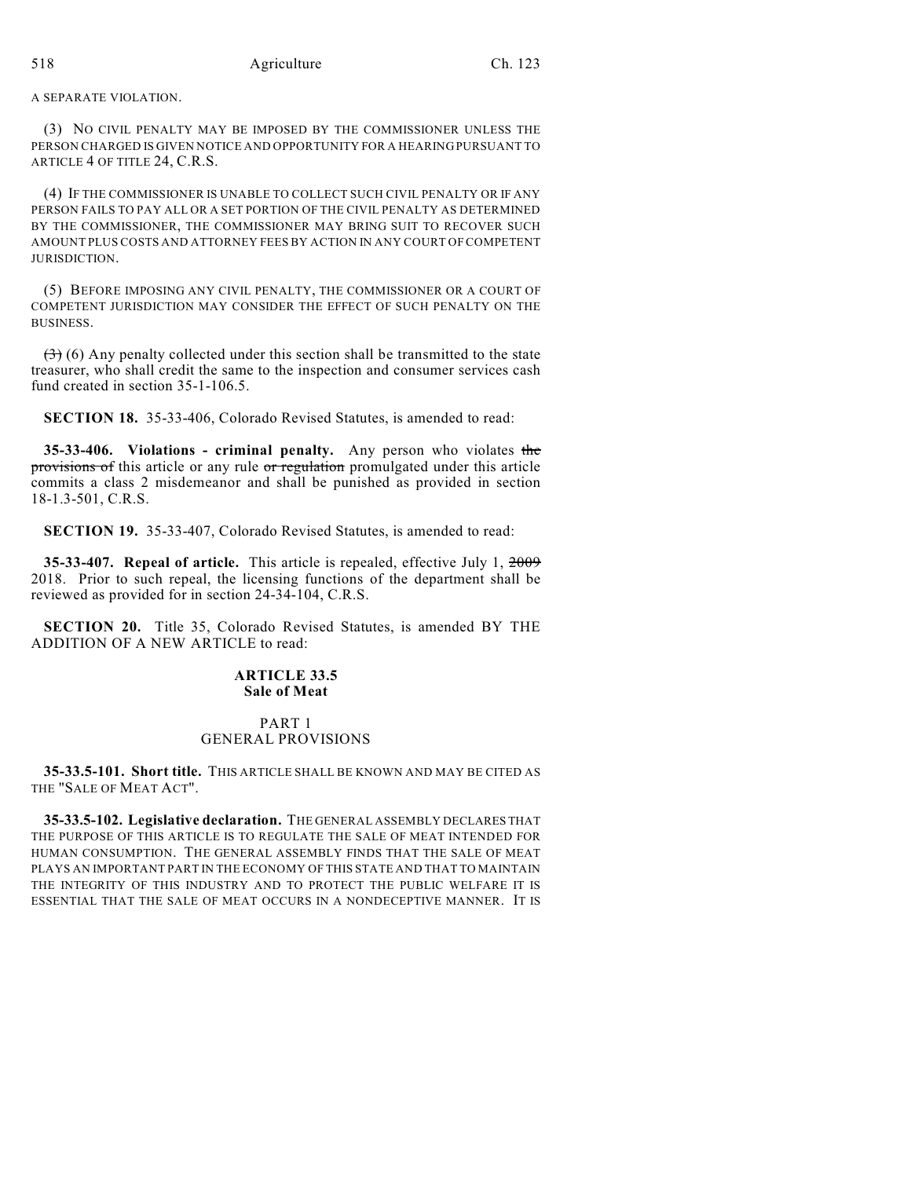A SEPARATE VIOLATION.

(3) NO CIVIL PENALTY MAY BE IMPOSED BY THE COMMISSIONER UNLESS THE PERSON CHARGED IS GIVEN NOTICE AND OPPORTUNITY FOR A HEARING PURSUANT TO ARTICLE 4 OF TITLE 24, C.R.S.

(4) IF THE COMMISSIONER IS UNABLE TO COLLECT SUCH CIVIL PENALTY OR IF ANY PERSON FAILS TO PAY ALL OR A SET PORTION OF THE CIVIL PENALTY AS DETERMINED BY THE COMMISSIONER, THE COMMISSIONER MAY BRING SUIT TO RECOVER SUCH AMOUNT PLUS COSTS AND ATTORNEY FEES BY ACTION IN ANY COURT OF COMPETENT JURISDICTION.

(5) BEFORE IMPOSING ANY CIVIL PENALTY, THE COMMISSIONER OR A COURT OF COMPETENT JURISDICTION MAY CONSIDER THE EFFECT OF SUCH PENALTY ON THE BUSINESS.

~~(3)~~ (6) Any penalty collected under this section shall be transmitted to the state treasurer, who shall credit the same to the inspection and consumer services cash fund created in section 35-1-106.5.

**SECTION 18.** 35-33-406, Colorado Revised Statutes, is amended to read:

**35-33-406. Violations - criminal penalty.** Any person who violates ~~the provisions of~~ this article or any rule ~~or regulation~~ promulgated under this article commits a class 2 misdemeanor and shall be punished as provided in section 18-1.3-501, C.R.S.

**SECTION 19.** 35-33-407, Colorado Revised Statutes, is amended to read:

**35-33-407. Repeal of article.** This article is repealed, effective July 1, ~~2009~~ 2018. Prior to such repeal, the licensing functions of the department shall be reviewed as provided for in section 24-34-104, C.R.S.

**SECTION 20.** Title 35, Colorado Revised Statutes, is amended BY THE ADDITION OF A NEW ARTICLE to read:

## ARTICLE 33.5
## Sale of Meat

### PART 1
### GENERAL PROVISIONS

**35-33.5-101. Short title.** THIS ARTICLE SHALL BE KNOWN AND MAY BE CITED AS THE "SALE OF MEAT ACT".

**35-33.5-102. Legislative declaration.** THE GENERAL ASSEMBLY DECLARES THAT THE PURPOSE OF THIS ARTICLE IS TO REGULATE THE SALE OF MEAT INTENDED FOR HUMAN CONSUMPTION. THE GENERAL ASSEMBLY FINDS THAT THE SALE OF MEAT PLAYS AN IMPORTANT PART IN THE ECONOMY OF THIS STATE AND THAT TO MAINTAIN THE INTEGRITY OF THIS INDUSTRY AND TO PROTECT THE PUBLIC WELFARE IT IS ESSENTIAL THAT THE SALE OF MEAT OCCURS IN A NONDECEPTIVE MANNER. IT IS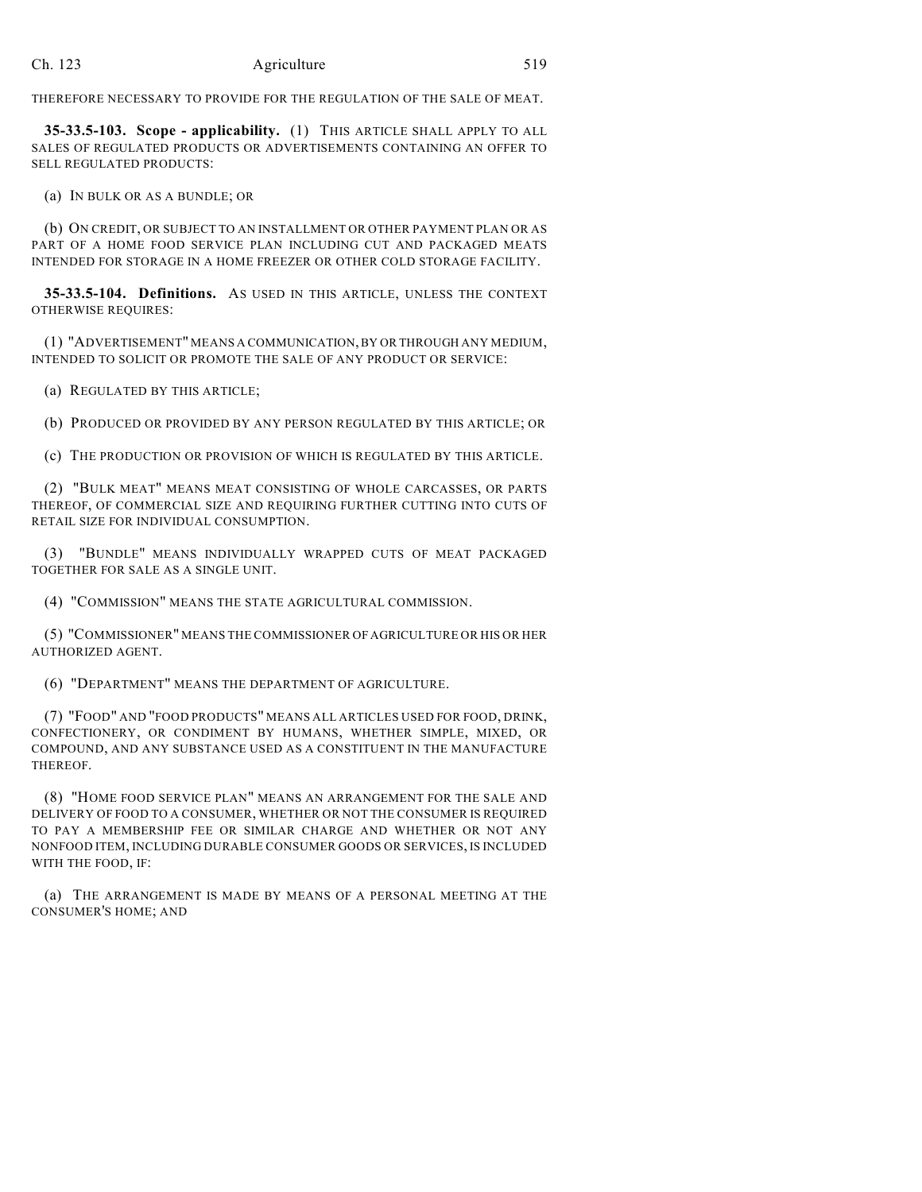THEREFORE NECESSARY TO PROVIDE FOR THE REGULATION OF THE SALE OF MEAT.

**35-33.5-103. Scope - applicability.** (1) THIS ARTICLE SHALL APPLY TO ALL SALES OF REGULATED PRODUCTS OR ADVERTISEMENTS CONTAINING AN OFFER TO SELL REGULATED PRODUCTS:

(a) IN BULK OR AS A BUNDLE; OR

(b) ON CREDIT, OR SUBJECT TO AN INSTALLMENT OR OTHER PAYMENT PLAN OR AS PART OF A HOME FOOD SERVICE PLAN INCLUDING CUT AND PACKAGED MEATS INTENDED FOR STORAGE IN A HOME FREEZER OR OTHER COLD STORAGE FACILITY.

**35-33.5-104. Definitions.** AS USED IN THIS ARTICLE, UNLESS THE CONTEXT OTHERWISE REQUIRES:

(1) "ADVERTISEMENT" MEANS A COMMUNICATION, BY OR THROUGH ANY MEDIUM, INTENDED TO SOLICIT OR PROMOTE THE SALE OF ANY PRODUCT OR SERVICE:

(a) REGULATED BY THIS ARTICLE;

(b) PRODUCED OR PROVIDED BY ANY PERSON REGULATED BY THIS ARTICLE; OR

(c) THE PRODUCTION OR PROVISION OF WHICH IS REGULATED BY THIS ARTICLE.

(2) "BULK MEAT" MEANS MEAT CONSISTING OF WHOLE CARCASSES, OR PARTS THEREOF, OF COMMERCIAL SIZE AND REQUIRING FURTHER CUTTING INTO CUTS OF RETAIL SIZE FOR INDIVIDUAL CONSUMPTION.

(3) "BUNDLE" MEANS INDIVIDUALLY WRAPPED CUTS OF MEAT PACKAGED TOGETHER FOR SALE AS A SINGLE UNIT.

(4) "COMMISSION" MEANS THE STATE AGRICULTURAL COMMISSION.

(5) "COMMISSIONER" MEANS THE COMMISSIONER OF AGRICULTURE OR HIS OR HER AUTHORIZED AGENT.

(6) "DEPARTMENT" MEANS THE DEPARTMENT OF AGRICULTURE.

(7) "FOOD" AND "FOOD PRODUCTS" MEANS ALL ARTICLES USED FOR FOOD, DRINK, CONFECTIONERY, OR CONDIMENT BY HUMANS, WHETHER SIMPLE, MIXED, OR COMPOUND, AND ANY SUBSTANCE USED AS A CONSTITUENT IN THE MANUFACTURE THEREOF.

(8) "HOME FOOD SERVICE PLAN" MEANS AN ARRANGEMENT FOR THE SALE AND DELIVERY OF FOOD TO A CONSUMER, WHETHER OR NOT THE CONSUMER IS REQUIRED TO PAY A MEMBERSHIP FEE OR SIMILAR CHARGE AND WHETHER OR NOT ANY NONFOOD ITEM, INCLUDING DURABLE CONSUMER GOODS OR SERVICES, IS INCLUDED WITH THE FOOD, IF:

(a) THE ARRANGEMENT IS MADE BY MEANS OF A PERSONAL MEETING AT THE CONSUMER'S HOME; AND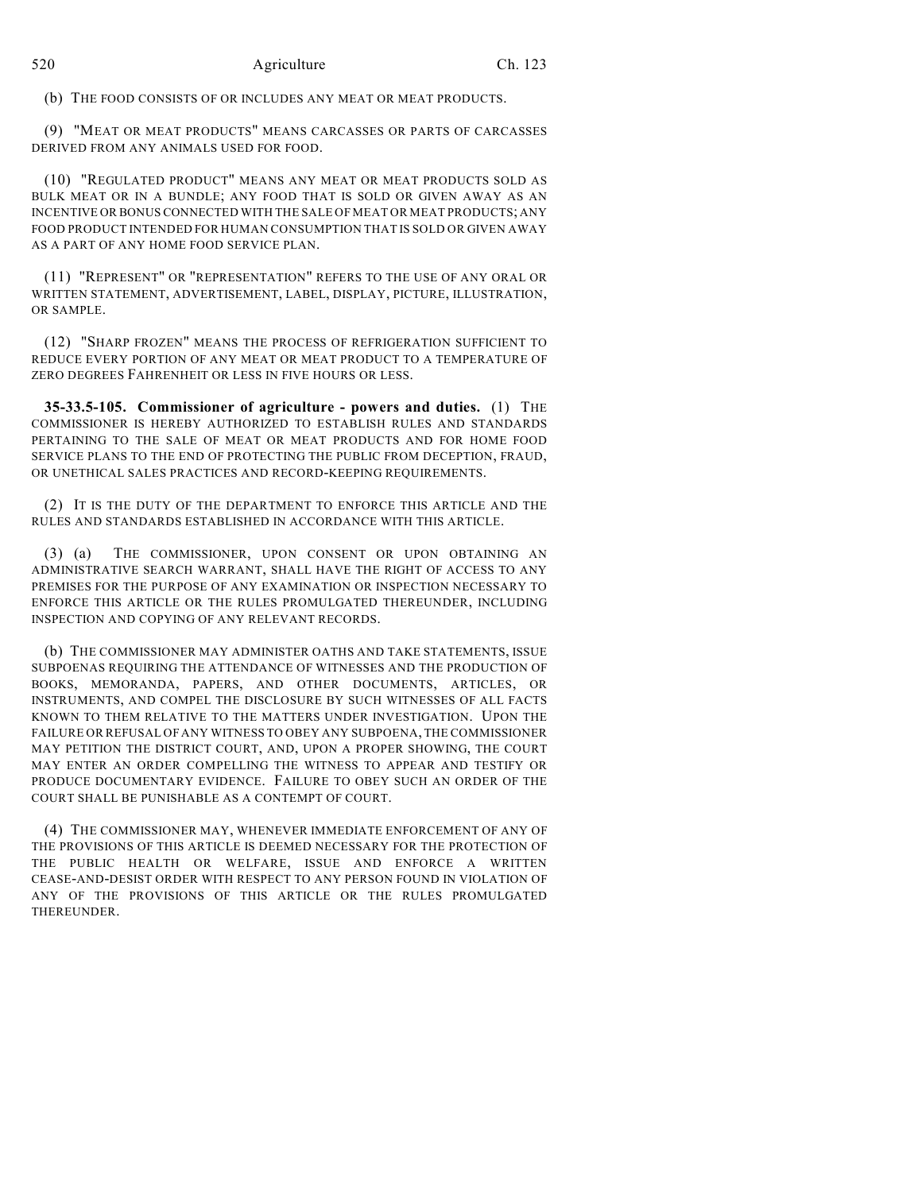(b) THE FOOD CONSISTS OF OR INCLUDES ANY MEAT OR MEAT PRODUCTS.

(9) "MEAT OR MEAT PRODUCTS" MEANS CARCASSES OR PARTS OF CARCASSES DERIVED FROM ANY ANIMALS USED FOR FOOD.

(10) "REGULATED PRODUCT" MEANS ANY MEAT OR MEAT PRODUCTS SOLD AS BULK MEAT OR IN A BUNDLE; ANY FOOD THAT IS SOLD OR GIVEN AWAY AS AN INCENTIVE OR BONUS CONNECTED WITH THE SALE OF MEAT OR MEAT PRODUCTS; ANY FOOD PRODUCT INTENDED FOR HUMAN CONSUMPTION THAT IS SOLD OR GIVEN AWAY AS A PART OF ANY HOME FOOD SERVICE PLAN.

(11) "REPRESENT" OR "REPRESENTATION" REFERS TO THE USE OF ANY ORAL OR WRITTEN STATEMENT, ADVERTISEMENT, LABEL, DISPLAY, PICTURE, ILLUSTRATION, OR SAMPLE.

(12) "SHARP FROZEN" MEANS THE PROCESS OF REFRIGERATION SUFFICIENT TO REDUCE EVERY PORTION OF ANY MEAT OR MEAT PRODUCT TO A TEMPERATURE OF ZERO DEGREES FAHRENHEIT OR LESS IN FIVE HOURS OR LESS.

**35-33.5-105. Commissioner of agriculture - powers and duties.** (1) THE COMMISSIONER IS HEREBY AUTHORIZED TO ESTABLISH RULES AND STANDARDS PERTAINING TO THE SALE OF MEAT OR MEAT PRODUCTS AND FOR HOME FOOD SERVICE PLANS TO THE END OF PROTECTING THE PUBLIC FROM DECEPTION, FRAUD, OR UNETHICAL SALES PRACTICES AND RECORD-KEEPING REQUIREMENTS.

(2) IT IS THE DUTY OF THE DEPARTMENT TO ENFORCE THIS ARTICLE AND THE RULES AND STANDARDS ESTABLISHED IN ACCORDANCE WITH THIS ARTICLE.

(3) (a) THE COMMISSIONER, UPON CONSENT OR UPON OBTAINING AN ADMINISTRATIVE SEARCH WARRANT, SHALL HAVE THE RIGHT OF ACCESS TO ANY PREMISES FOR THE PURPOSE OF ANY EXAMINATION OR INSPECTION NECESSARY TO ENFORCE THIS ARTICLE OR THE RULES PROMULGATED THEREUNDER, INCLUDING INSPECTION AND COPYING OF ANY RELEVANT RECORDS.

(b) THE COMMISSIONER MAY ADMINISTER OATHS AND TAKE STATEMENTS, ISSUE SUBPOENAS REQUIRING THE ATTENDANCE OF WITNESSES AND THE PRODUCTION OF BOOKS, MEMORANDA, PAPERS, AND OTHER DOCUMENTS, ARTICLES, OR INSTRUMENTS, AND COMPEL THE DISCLOSURE BY SUCH WITNESSES OF ALL FACTS KNOWN TO THEM RELATIVE TO THE MATTERS UNDER INVESTIGATION. UPON THE FAILURE OR REFUSAL OF ANY WITNESS TO OBEY ANY SUBPOENA, THE COMMISSIONER MAY PETITION THE DISTRICT COURT, AND, UPON A PROPER SHOWING, THE COURT MAY ENTER AN ORDER COMPELLING THE WITNESS TO APPEAR AND TESTIFY OR PRODUCE DOCUMENTARY EVIDENCE. FAILURE TO OBEY SUCH AN ORDER OF THE COURT SHALL BE PUNISHABLE AS A CONTEMPT OF COURT.

(4) THE COMMISSIONER MAY, WHENEVER IMMEDIATE ENFORCEMENT OF ANY OF THE PROVISIONS OF THIS ARTICLE IS DEEMED NECESSARY FOR THE PROTECTION OF THE PUBLIC HEALTH OR WELFARE, ISSUE AND ENFORCE A WRITTEN CEASE-AND-DESIST ORDER WITH RESPECT TO ANY PERSON FOUND IN VIOLATION OF ANY OF THE PROVISIONS OF THIS ARTICLE OR THE RULES PROMULGATED THEREUNDER.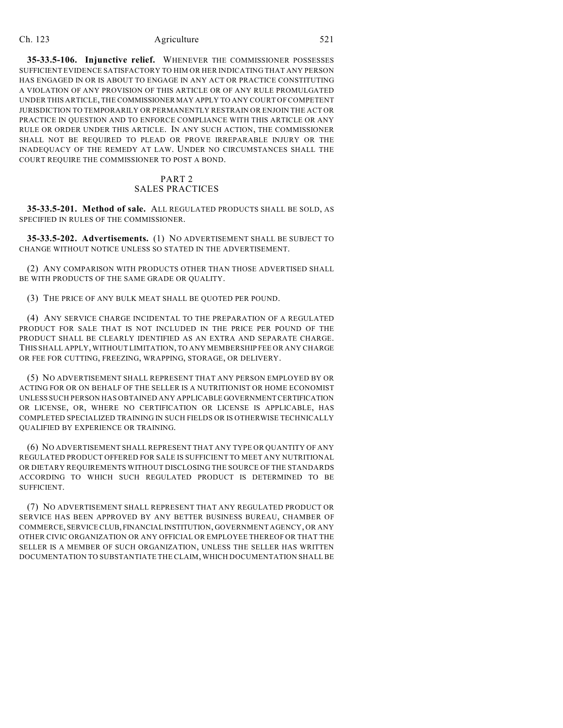**35-33.5-106. Injunctive relief.** WHENEVER THE COMMISSIONER POSSESSES SUFFICIENT EVIDENCE SATISFACTORY TO HIM OR HER INDICATING THAT ANY PERSON HAS ENGAGED IN OR IS ABOUT TO ENGAGE IN ANY ACT OR PRACTICE CONSTITUTING A VIOLATION OF ANY PROVISION OF THIS ARTICLE OR OF ANY RULE PROMULGATED UNDER THIS ARTICLE, THE COMMISSIONER MAY APPLY TO ANY COURT OF COMPETENT JURISDICTION TO TEMPORARILY OR PERMANENTLY RESTRAIN OR ENJOIN THE ACT OR PRACTICE IN QUESTION AND TO ENFORCE COMPLIANCE WITH THIS ARTICLE OR ANY RULE OR ORDER UNDER THIS ARTICLE. IN ANY SUCH ACTION, THE COMMISSIONER SHALL NOT BE REQUIRED TO PLEAD OR PROVE IRREPARABLE INJURY OR THE INADEQUACY OF THE REMEDY AT LAW. UNDER NO CIRCUMSTANCES SHALL THE COURT REQUIRE THE COMMISSIONER TO POST A BOND.

## PART 2
## SALES PRACTICES

**35-33.5-201. Method of sale.** ALL REGULATED PRODUCTS SHALL BE SOLD, AS SPECIFIED IN RULES OF THE COMMISSIONER.

**35-33.5-202. Advertisements.** (1) NO ADVERTISEMENT SHALL BE SUBJECT TO CHANGE WITHOUT NOTICE UNLESS SO STATED IN THE ADVERTISEMENT.

(2) ANY COMPARISON WITH PRODUCTS OTHER THAN THOSE ADVERTISED SHALL BE WITH PRODUCTS OF THE SAME GRADE OR QUALITY.

(3) THE PRICE OF ANY BULK MEAT SHALL BE QUOTED PER POUND.

(4) ANY SERVICE CHARGE INCIDENTAL TO THE PREPARATION OF A REGULATED PRODUCT FOR SALE THAT IS NOT INCLUDED IN THE PRICE PER POUND OF THE PRODUCT SHALL BE CLEARLY IDENTIFIED AS AN EXTRA AND SEPARATE CHARGE. THIS SHALL APPLY, WITHOUT LIMITATION, TO ANY MEMBERSHIP FEE OR ANY CHARGE OR FEE FOR CUTTING, FREEZING, WRAPPING, STORAGE, OR DELIVERY.

(5) NO ADVERTISEMENT SHALL REPRESENT THAT ANY PERSON EMPLOYED BY OR ACTING FOR OR ON BEHALF OF THE SELLER IS A NUTRITIONIST OR HOME ECONOMIST UNLESS SUCH PERSON HAS OBTAINED ANY APPLICABLE GOVERNMENT CERTIFICATION OR LICENSE, OR, WHERE NO CERTIFICATION OR LICENSE IS APPLICABLE, HAS COMPLETED SPECIALIZED TRAINING IN SUCH FIELDS OR IS OTHERWISE TECHNICALLY QUALIFIED BY EXPERIENCE OR TRAINING.

(6) NO ADVERTISEMENT SHALL REPRESENT THAT ANY TYPE OR QUANTITY OF ANY REGULATED PRODUCT OFFERED FOR SALE IS SUFFICIENT TO MEET ANY NUTRITIONAL OR DIETARY REQUIREMENTS WITHOUT DISCLOSING THE SOURCE OF THE STANDARDS ACCORDING TO WHICH SUCH REGULATED PRODUCT IS DETERMINED TO BE SUFFICIENT.

(7) NO ADVERTISEMENT SHALL REPRESENT THAT ANY REGULATED PRODUCT OR SERVICE HAS BEEN APPROVED BY ANY BETTER BUSINESS BUREAU, CHAMBER OF COMMERCE, SERVICE CLUB, FINANCIAL INSTITUTION, GOVERNMENT AGENCY, OR ANY OTHER CIVIC ORGANIZATION OR ANY OFFICIAL OR EMPLOYEE THEREOF OR THAT THE SELLER IS A MEMBER OF SUCH ORGANIZATION, UNLESS THE SELLER HAS WRITTEN DOCUMENTATION TO SUBSTANTIATE THE CLAIM, WHICH DOCUMENTATION SHALL BE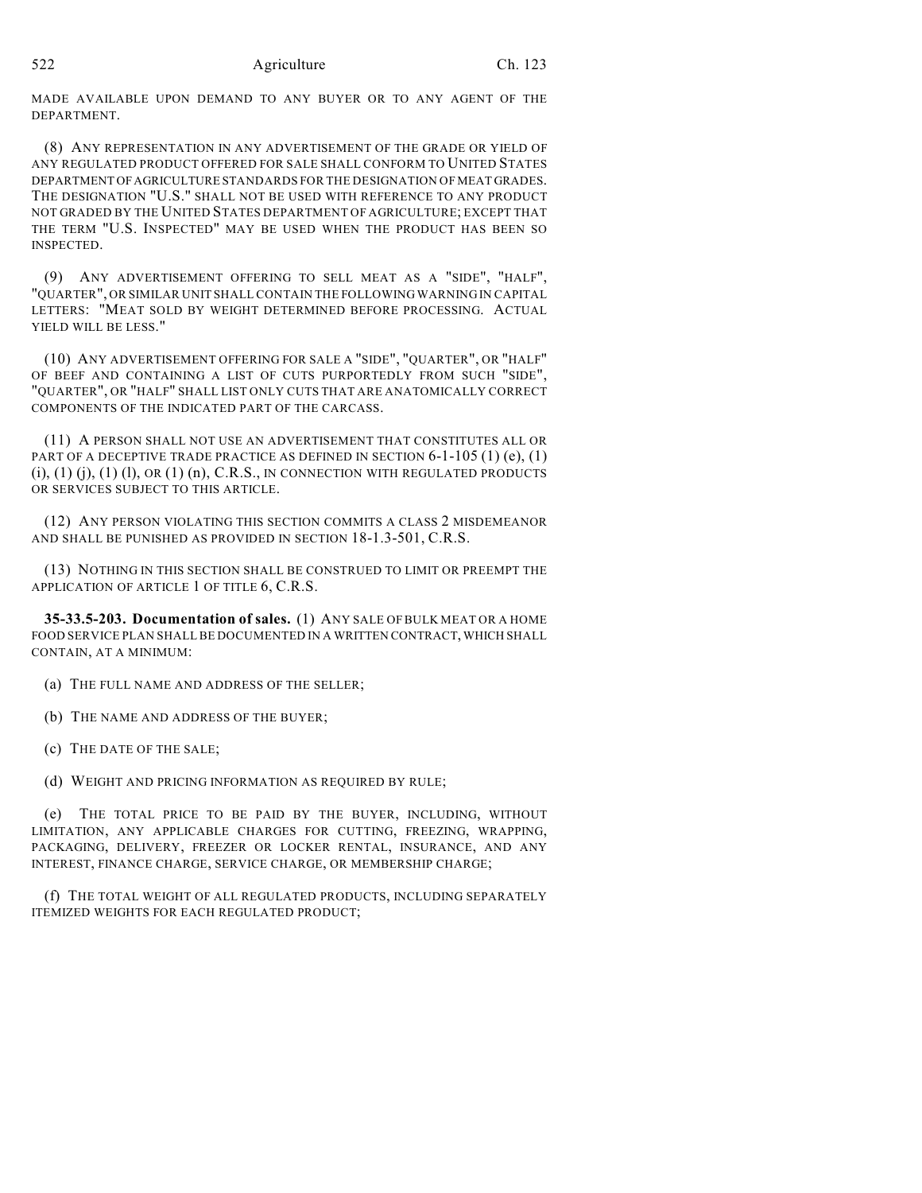MADE AVAILABLE UPON DEMAND TO ANY BUYER OR TO ANY AGENT OF THE DEPARTMENT.

(8) ANY REPRESENTATION IN ANY ADVERTISEMENT OF THE GRADE OR YIELD OF ANY REGULATED PRODUCT OFFERED FOR SALE SHALL CONFORM TO UNITED STATES DEPARTMENT OF AGRICULTURE STANDARDS FOR THE DESIGNATION OF MEAT GRADES. THE DESIGNATION "U.S." SHALL NOT BE USED WITH REFERENCE TO ANY PRODUCT NOT GRADED BY THE UNITED STATES DEPARTMENT OF AGRICULTURE; EXCEPT THAT THE TERM "U.S. INSPECTED" MAY BE USED WHEN THE PRODUCT HAS BEEN SO INSPECTED.

(9) ANY ADVERTISEMENT OFFERING TO SELL MEAT AS A "SIDE", "HALF", "QUARTER", OR SIMILAR UNIT SHALL CONTAIN THE FOLLOWING WARNING IN CAPITAL LETTERS: "MEAT SOLD BY WEIGHT DETERMINED BEFORE PROCESSING. ACTUAL YIELD WILL BE LESS."

(10) ANY ADVERTISEMENT OFFERING FOR SALE A "SIDE", "QUARTER", OR "HALF" OF BEEF AND CONTAINING A LIST OF CUTS PURPORTEDLY FROM SUCH "SIDE", "QUARTER", OR "HALF" SHALL LIST ONLY CUTS THAT ARE ANATOMICALLY CORRECT COMPONENTS OF THE INDICATED PART OF THE CARCASS.

(11) A PERSON SHALL NOT USE AN ADVERTISEMENT THAT CONSTITUTES ALL OR PART OF A DECEPTIVE TRADE PRACTICE AS DEFINED IN SECTION 6-1-105 (1) (e), (1) (i), (1) (j), (1) (l), OR (1) (n), C.R.S., IN CONNECTION WITH REGULATED PRODUCTS OR SERVICES SUBJECT TO THIS ARTICLE.

(12) ANY PERSON VIOLATING THIS SECTION COMMITS A CLASS 2 MISDEMEANOR AND SHALL BE PUNISHED AS PROVIDED IN SECTION 18-1.3-501, C.R.S.

(13) NOTHING IN THIS SECTION SHALL BE CONSTRUED TO LIMIT OR PREEMPT THE APPLICATION OF ARTICLE 1 OF TITLE 6, C.R.S.

**35-33.5-203. Documentation of sales.** (1) ANY SALE OF BULK MEAT OR A HOME FOOD SERVICE PLAN SHALL BE DOCUMENTED IN A WRITTEN CONTRACT, WHICH SHALL CONTAIN, AT A MINIMUM:

(a) THE FULL NAME AND ADDRESS OF THE SELLER;

(b) THE NAME AND ADDRESS OF THE BUYER;

(c) THE DATE OF THE SALE;

(d) WEIGHT AND PRICING INFORMATION AS REQUIRED BY RULE;

(e) THE TOTAL PRICE TO BE PAID BY THE BUYER, INCLUDING, WITHOUT LIMITATION, ANY APPLICABLE CHARGES FOR CUTTING, FREEZING, WRAPPING, PACKAGING, DELIVERY, FREEZER OR LOCKER RENTAL, INSURANCE, AND ANY INTEREST, FINANCE CHARGE, SERVICE CHARGE, OR MEMBERSHIP CHARGE;

(f) THE TOTAL WEIGHT OF ALL REGULATED PRODUCTS, INCLUDING SEPARATELY ITEMIZED WEIGHTS FOR EACH REGULATED PRODUCT;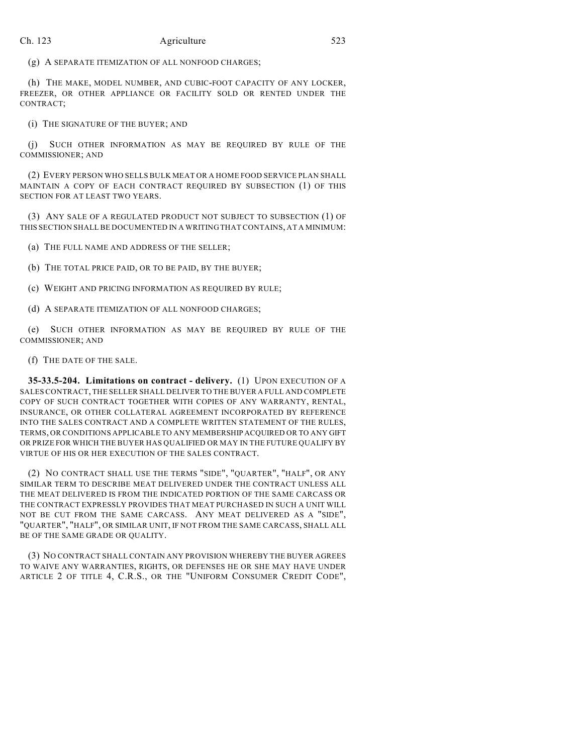(g) A SEPARATE ITEMIZATION OF ALL NONFOOD CHARGES;

(h) THE MAKE, MODEL NUMBER, AND CUBIC-FOOT CAPACITY OF ANY LOCKER, FREEZER, OR OTHER APPLIANCE OR FACILITY SOLD OR RENTED UNDER THE CONTRACT;

(i) THE SIGNATURE OF THE BUYER; AND

(j) SUCH OTHER INFORMATION AS MAY BE REQUIRED BY RULE OF THE COMMISSIONER; AND

(2) EVERY PERSON WHO SELLS BULK MEAT OR A HOME FOOD SERVICE PLAN SHALL MAINTAIN A COPY OF EACH CONTRACT REQUIRED BY SUBSECTION (1) OF THIS SECTION FOR AT LEAST TWO YEARS.

(3) ANY SALE OF A REGULATED PRODUCT NOT SUBJECT TO SUBSECTION (1) OF THIS SECTION SHALL BE DOCUMENTED IN A WRITING THAT CONTAINS, AT A MINIMUM:

(a) THE FULL NAME AND ADDRESS OF THE SELLER;

(b) THE TOTAL PRICE PAID, OR TO BE PAID, BY THE BUYER;

(c) WEIGHT AND PRICING INFORMATION AS REQUIRED BY RULE;

(d) A SEPARATE ITEMIZATION OF ALL NONFOOD CHARGES;

(e) SUCH OTHER INFORMATION AS MAY BE REQUIRED BY RULE OF THE COMMISSIONER; AND

(f) THE DATE OF THE SALE.

**35-33.5-204. Limitations on contract - delivery.** (1) UPON EXECUTION OF A SALES CONTRACT, THE SELLER SHALL DELIVER TO THE BUYER A FULL AND COMPLETE COPY OF SUCH CONTRACT TOGETHER WITH COPIES OF ANY WARRANTY, RENTAL, INSURANCE, OR OTHER COLLATERAL AGREEMENT INCORPORATED BY REFERENCE INTO THE SALES CONTRACT AND A COMPLETE WRITTEN STATEMENT OF THE RULES, TERMS, OR CONDITIONS APPLICABLE TO ANY MEMBERSHIP ACQUIRED OR TO ANY GIFT OR PRIZE FOR WHICH THE BUYER HAS QUALIFIED OR MAY IN THE FUTURE QUALIFY BY VIRTUE OF HIS OR HER EXECUTION OF THE SALES CONTRACT.

(2) NO CONTRACT SHALL USE THE TERMS "SIDE", "QUARTER", "HALF", OR ANY SIMILAR TERM TO DESCRIBE MEAT DELIVERED UNDER THE CONTRACT UNLESS ALL THE MEAT DELIVERED IS FROM THE INDICATED PORTION OF THE SAME CARCASS OR THE CONTRACT EXPRESSLY PROVIDES THAT MEAT PURCHASED IN SUCH A UNIT WILL NOT BE CUT FROM THE SAME CARCASS. ANY MEAT DELIVERED AS A "SIDE", "QUARTER", "HALF", OR SIMILAR UNIT, IF NOT FROM THE SAME CARCASS, SHALL ALL BE OF THE SAME GRADE OR QUALITY.

(3) NO CONTRACT SHALL CONTAIN ANY PROVISION WHEREBY THE BUYER AGREES TO WAIVE ANY WARRANTIES, RIGHTS, OR DEFENSES HE OR SHE MAY HAVE UNDER ARTICLE 2 OF TITLE 4, C.R.S., OR THE "UNIFORM CONSUMER CREDIT CODE",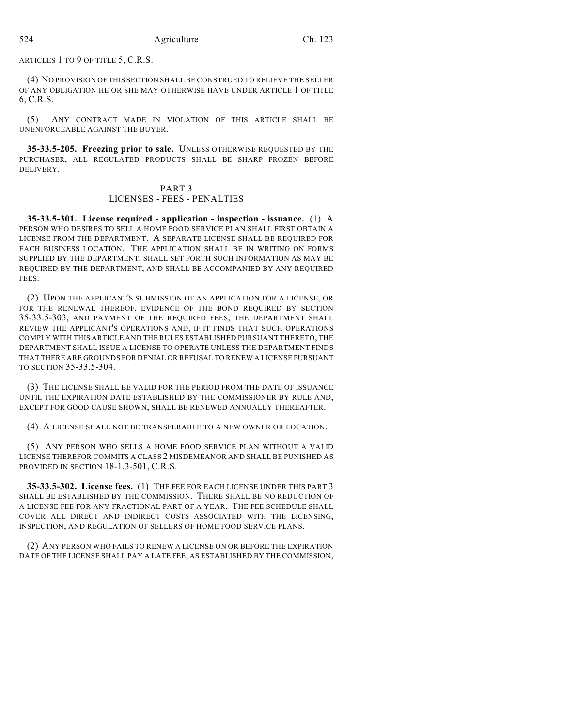ARTICLES 1 TO 9 OF TITLE 5, C.R.S.

(4) NO PROVISION OF THIS SECTION SHALL BE CONSTRUED TO RELIEVE THE SELLER OF ANY OBLIGATION HE OR SHE MAY OTHERWISE HAVE UNDER ARTICLE 1 OF TITLE 6, C.R.S.

(5) ANY CONTRACT MADE IN VIOLATION OF THIS ARTICLE SHALL BE UNENFORCEABLE AGAINST THE BUYER.

**35-33.5-205. Freezing prior to sale.** UNLESS OTHERWISE REQUESTED BY THE PURCHASER, ALL REGULATED PRODUCTS SHALL BE SHARP FROZEN BEFORE DELIVERY.

## PART 3
## LICENSES - FEES - PENALTIES

**35-33.5-301. License required - application - inspection - issuance.** (1) A PERSON WHO DESIRES TO SELL A HOME FOOD SERVICE PLAN SHALL FIRST OBTAIN A LICENSE FROM THE DEPARTMENT. A SEPARATE LICENSE SHALL BE REQUIRED FOR EACH BUSINESS LOCATION. THE APPLICATION SHALL BE IN WRITING ON FORMS SUPPLIED BY THE DEPARTMENT, SHALL SET FORTH SUCH INFORMATION AS MAY BE REQUIRED BY THE DEPARTMENT, AND SHALL BE ACCOMPANIED BY ANY REQUIRED FEES.

(2) UPON THE APPLICANT'S SUBMISSION OF AN APPLICATION FOR A LICENSE, OR FOR THE RENEWAL THEREOF, EVIDENCE OF THE BOND REQUIRED BY SECTION 35-33.5-303, AND PAYMENT OF THE REQUIRED FEES, THE DEPARTMENT SHALL REVIEW THE APPLICANT'S OPERATIONS AND, IF IT FINDS THAT SUCH OPERATIONS COMPLY WITH THIS ARTICLE AND THE RULES ESTABLISHED PURSUANT THERETO, THE DEPARTMENT SHALL ISSUE A LICENSE TO OPERATE UNLESS THE DEPARTMENT FINDS THAT THERE ARE GROUNDS FOR DENIAL OR REFUSAL TO RENEW A LICENSE PURSUANT TO SECTION 35-33.5-304.

(3) THE LICENSE SHALL BE VALID FOR THE PERIOD FROM THE DATE OF ISSUANCE UNTIL THE EXPIRATION DATE ESTABLISHED BY THE COMMISSIONER BY RULE AND, EXCEPT FOR GOOD CAUSE SHOWN, SHALL BE RENEWED ANNUALLY THEREAFTER.

(4) A LICENSE SHALL NOT BE TRANSFERABLE TO A NEW OWNER OR LOCATION.

(5) ANY PERSON WHO SELLS A HOME FOOD SERVICE PLAN WITHOUT A VALID LICENSE THEREFOR COMMITS A CLASS 2 MISDEMEANOR AND SHALL BE PUNISHED AS PROVIDED IN SECTION 18-1.3-501, C.R.S.

**35-33.5-302. License fees.** (1) THE FEE FOR EACH LICENSE UNDER THIS PART 3 SHALL BE ESTABLISHED BY THE COMMISSION. THERE SHALL BE NO REDUCTION OF A LICENSE FEE FOR ANY FRACTIONAL PART OF A YEAR. THE FEE SCHEDULE SHALL COVER ALL DIRECT AND INDIRECT COSTS ASSOCIATED WITH THE LICENSING, INSPECTION, AND REGULATION OF SELLERS OF HOME FOOD SERVICE PLANS.

(2) ANY PERSON WHO FAILS TO RENEW A LICENSE ON OR BEFORE THE EXPIRATION DATE OF THE LICENSE SHALL PAY A LATE FEE, AS ESTABLISHED BY THE COMMISSION,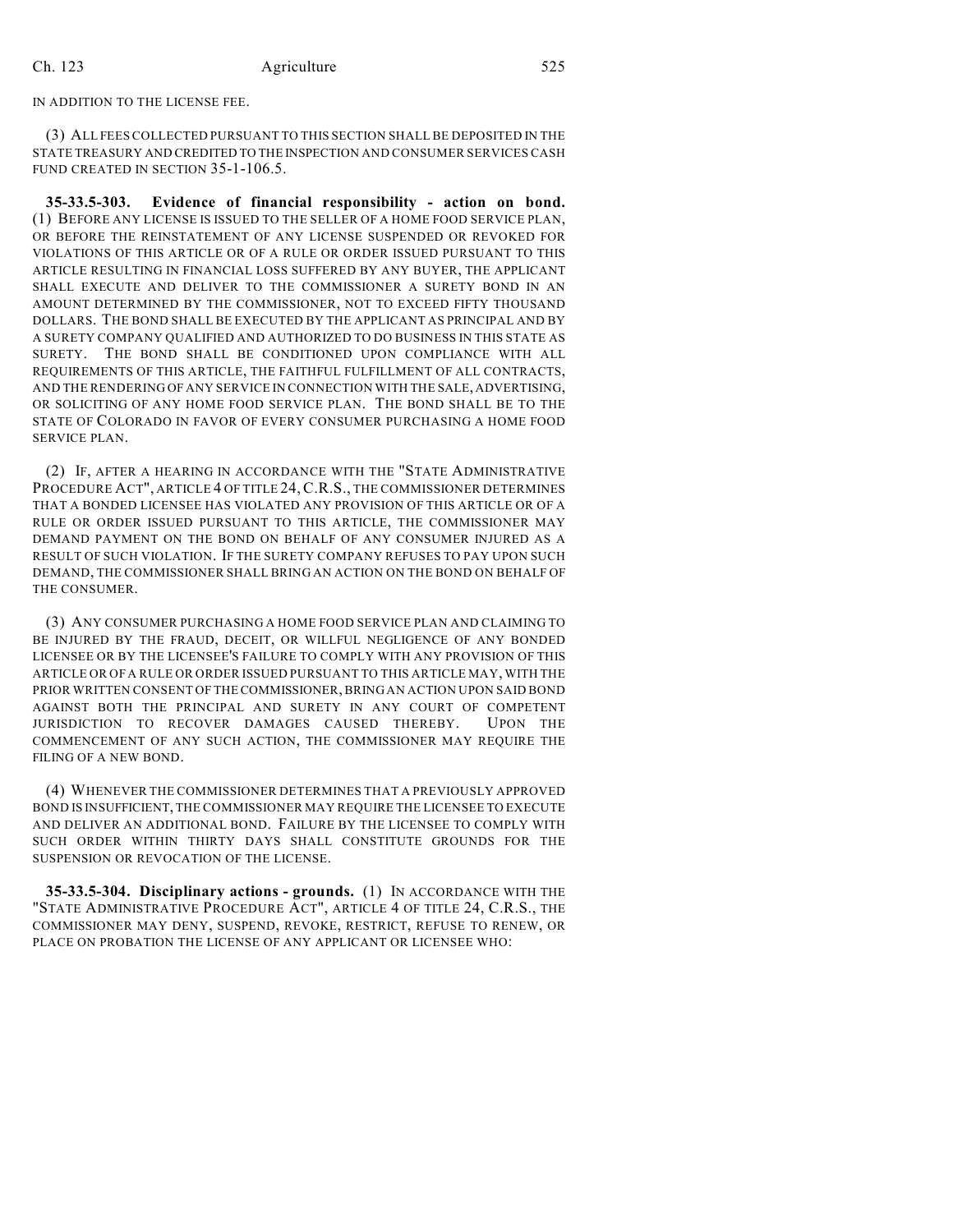IN ADDITION TO THE LICENSE FEE.

(3) ALL FEES COLLECTED PURSUANT TO THIS SECTION SHALL BE DEPOSITED IN THE STATE TREASURY AND CREDITED TO THE INSPECTION AND CONSUMER SERVICES CASH FUND CREATED IN SECTION 35-1-106.5.

**35-33.5-303. Evidence of financial responsibility - action on bond.** (1) BEFORE ANY LICENSE IS ISSUED TO THE SELLER OF A HOME FOOD SERVICE PLAN, OR BEFORE THE REINSTATEMENT OF ANY LICENSE SUSPENDED OR REVOKED FOR VIOLATIONS OF THIS ARTICLE OR OF A RULE OR ORDER ISSUED PURSUANT TO THIS ARTICLE RESULTING IN FINANCIAL LOSS SUFFERED BY ANY BUYER, THE APPLICANT SHALL EXECUTE AND DELIVER TO THE COMMISSIONER A SURETY BOND IN AN AMOUNT DETERMINED BY THE COMMISSIONER, NOT TO EXCEED FIFTY THOUSAND DOLLARS. THE BOND SHALL BE EXECUTED BY THE APPLICANT AS PRINCIPAL AND BY A SURETY COMPANY QUALIFIED AND AUTHORIZED TO DO BUSINESS IN THIS STATE AS SURETY. THE BOND SHALL BE CONDITIONED UPON COMPLIANCE WITH ALL REQUIREMENTS OF THIS ARTICLE, THE FAITHFUL FULFILLMENT OF ALL CONTRACTS, AND THE RENDERING OF ANY SERVICE IN CONNECTION WITH THE SALE, ADVERTISING, OR SOLICITING OF ANY HOME FOOD SERVICE PLAN. THE BOND SHALL BE TO THE STATE OF COLORADO IN FAVOR OF EVERY CONSUMER PURCHASING A HOME FOOD SERVICE PLAN.

(2) IF, AFTER A HEARING IN ACCORDANCE WITH THE "STATE ADMINISTRATIVE PROCEDURE ACT", ARTICLE 4 OF TITLE 24, C.R.S., THE COMMISSIONER DETERMINES THAT A BONDED LICENSEE HAS VIOLATED ANY PROVISION OF THIS ARTICLE OR OF A RULE OR ORDER ISSUED PURSUANT TO THIS ARTICLE, THE COMMISSIONER MAY DEMAND PAYMENT ON THE BOND ON BEHALF OF ANY CONSUMER INJURED AS A RESULT OF SUCH VIOLATION. IF THE SURETY COMPANY REFUSES TO PAY UPON SUCH DEMAND, THE COMMISSIONER SHALL BRING AN ACTION ON THE BOND ON BEHALF OF THE CONSUMER.

(3) ANY CONSUMER PURCHASING A HOME FOOD SERVICE PLAN AND CLAIMING TO BE INJURED BY THE FRAUD, DECEIT, OR WILLFUL NEGLIGENCE OF ANY BONDED LICENSEE OR BY THE LICENSEE'S FAILURE TO COMPLY WITH ANY PROVISION OF THIS ARTICLE OR OF A RULE OR ORDER ISSUED PURSUANT TO THIS ARTICLE MAY, WITH THE PRIOR WRITTEN CONSENT OF THE COMMISSIONER, BRING AN ACTION UPON SAID BOND AGAINST BOTH THE PRINCIPAL AND SURETY IN ANY COURT OF COMPETENT JURISDICTION TO RECOVER DAMAGES CAUSED THEREBY. UPON THE COMMENCEMENT OF ANY SUCH ACTION, THE COMMISSIONER MAY REQUIRE THE FILING OF A NEW BOND.

(4) WHENEVER THE COMMISSIONER DETERMINES THAT A PREVIOUSLY APPROVED BOND IS INSUFFICIENT, THE COMMISSIONER MAY REQUIRE THE LICENSEE TO EXECUTE AND DELIVER AN ADDITIONAL BOND. FAILURE BY THE LICENSEE TO COMPLY WITH SUCH ORDER WITHIN THIRTY DAYS SHALL CONSTITUTE GROUNDS FOR THE SUSPENSION OR REVOCATION OF THE LICENSE.

**35-33.5-304. Disciplinary actions - grounds.** (1) IN ACCORDANCE WITH THE "STATE ADMINISTRATIVE PROCEDURE ACT", ARTICLE 4 OF TITLE 24, C.R.S., THE COMMISSIONER MAY DENY, SUSPEND, REVOKE, RESTRICT, REFUSE TO RENEW, OR PLACE ON PROBATION THE LICENSE OF ANY APPLICANT OR LICENSEE WHO: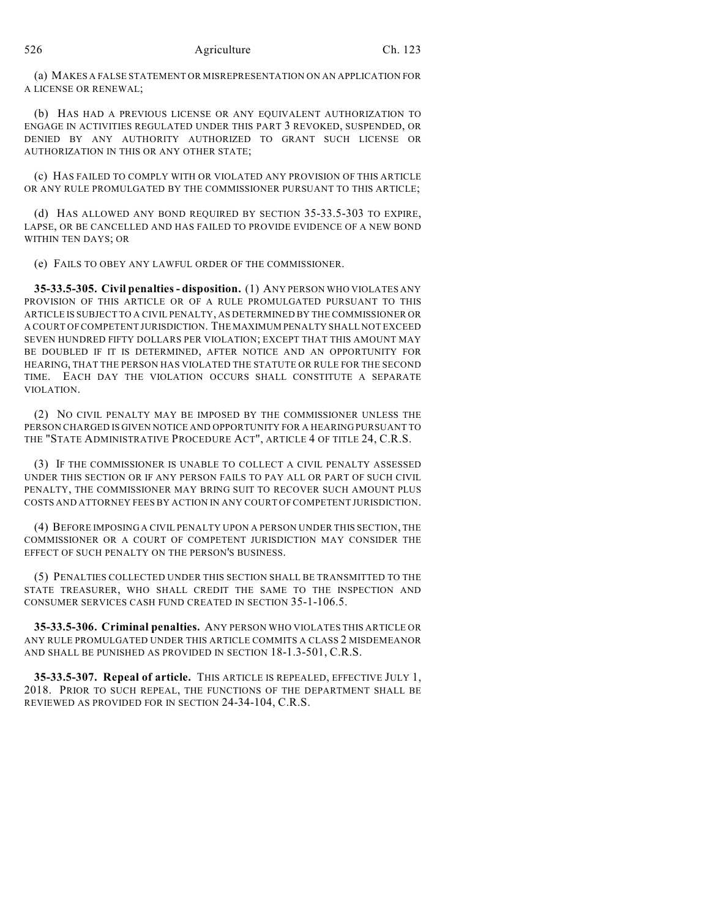(a) MAKES A FALSE STATEMENT OR MISREPRESENTATION ON AN APPLICATION FOR A LICENSE OR RENEWAL;

(b) HAS HAD A PREVIOUS LICENSE OR ANY EQUIVALENT AUTHORIZATION TO ENGAGE IN ACTIVITIES REGULATED UNDER THIS PART 3 REVOKED, SUSPENDED, OR DENIED BY ANY AUTHORITY AUTHORIZED TO GRANT SUCH LICENSE OR AUTHORIZATION IN THIS OR ANY OTHER STATE;

(c) HAS FAILED TO COMPLY WITH OR VIOLATED ANY PROVISION OF THIS ARTICLE OR ANY RULE PROMULGATED BY THE COMMISSIONER PURSUANT TO THIS ARTICLE;

(d) HAS ALLOWED ANY BOND REQUIRED BY SECTION 35-33.5-303 TO EXPIRE, LAPSE, OR BE CANCELLED AND HAS FAILED TO PROVIDE EVIDENCE OF A NEW BOND WITHIN TEN DAYS; OR

(e) FAILS TO OBEY ANY LAWFUL ORDER OF THE COMMISSIONER.

**35-33.5-305. Civil penalties - disposition.** (1) ANY PERSON WHO VIOLATES ANY PROVISION OF THIS ARTICLE OR OF A RULE PROMULGATED PURSUANT TO THIS ARTICLE IS SUBJECT TO A CIVIL PENALTY, AS DETERMINED BY THE COMMISSIONER OR A COURT OF COMPETENT JURISDICTION. THE MAXIMUM PENALTY SHALL NOT EXCEED SEVEN HUNDRED FIFTY DOLLARS PER VIOLATION; EXCEPT THAT THIS AMOUNT MAY BE DOUBLED IF IT IS DETERMINED, AFTER NOTICE AND AN OPPORTUNITY FOR HEARING, THAT THE PERSON HAS VIOLATED THE STATUTE OR RULE FOR THE SECOND TIME. EACH DAY THE VIOLATION OCCURS SHALL CONSTITUTE A SEPARATE VIOLATION.

(2) NO CIVIL PENALTY MAY BE IMPOSED BY THE COMMISSIONER UNLESS THE PERSON CHARGED IS GIVEN NOTICE AND OPPORTUNITY FOR A HEARING PURSUANT TO THE "STATE ADMINISTRATIVE PROCEDURE ACT", ARTICLE 4 OF TITLE 24, C.R.S.

(3) IF THE COMMISSIONER IS UNABLE TO COLLECT A CIVIL PENALTY ASSESSED UNDER THIS SECTION OR IF ANY PERSON FAILS TO PAY ALL OR PART OF SUCH CIVIL PENALTY, THE COMMISSIONER MAY BRING SUIT TO RECOVER SUCH AMOUNT PLUS COSTS AND ATTORNEY FEES BY ACTION IN ANY COURT OF COMPETENT JURISDICTION.

(4) BEFORE IMPOSING A CIVIL PENALTY UPON A PERSON UNDER THIS SECTION, THE COMMISSIONER OR A COURT OF COMPETENT JURISDICTION MAY CONSIDER THE EFFECT OF SUCH PENALTY ON THE PERSON'S BUSINESS.

(5) PENALTIES COLLECTED UNDER THIS SECTION SHALL BE TRANSMITTED TO THE STATE TREASURER, WHO SHALL CREDIT THE SAME TO THE INSPECTION AND CONSUMER SERVICES CASH FUND CREATED IN SECTION 35-1-106.5.

**35-33.5-306. Criminal penalties.** ANY PERSON WHO VIOLATES THIS ARTICLE OR ANY RULE PROMULGATED UNDER THIS ARTICLE COMMITS A CLASS 2 MISDEMEANOR AND SHALL BE PUNISHED AS PROVIDED IN SECTION 18-1.3-501, C.R.S.

**35-33.5-307. Repeal of article.** THIS ARTICLE IS REPEALED, EFFECTIVE JULY 1, 2018. PRIOR TO SUCH REPEAL, THE FUNCTIONS OF THE DEPARTMENT SHALL BE REVIEWED AS PROVIDED FOR IN SECTION 24-34-104, C.R.S.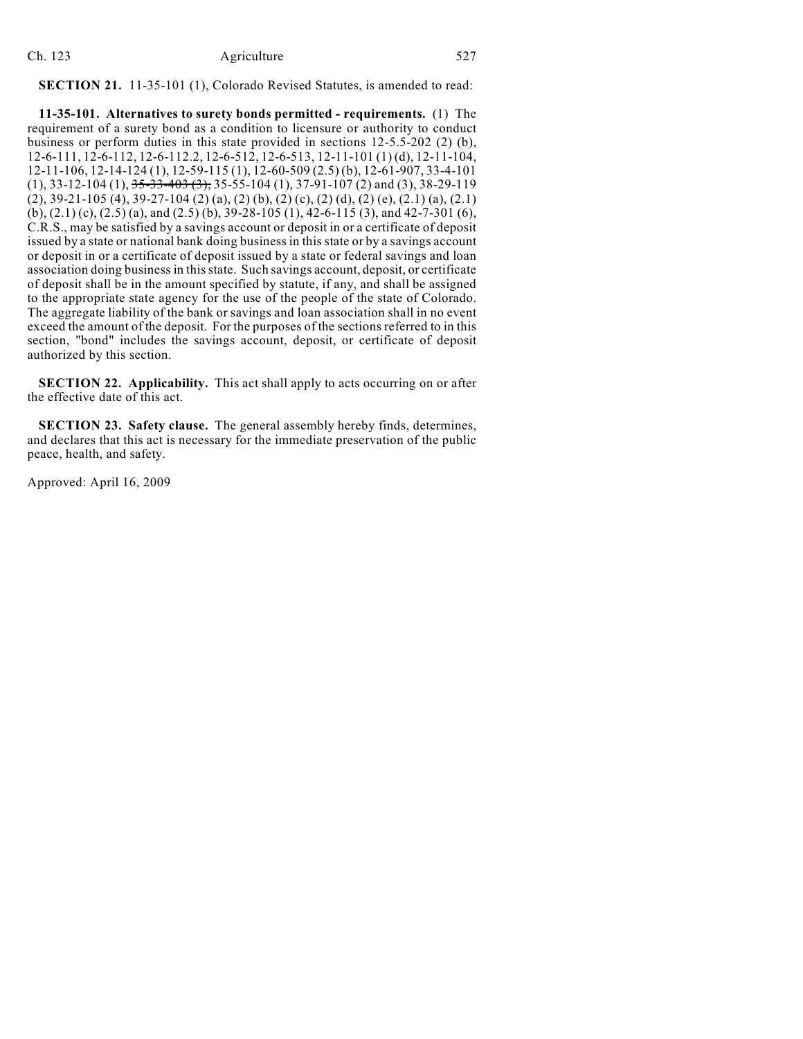**SECTION 21.** 11-35-101 (1), Colorado Revised Statutes, is amended to read:

**11-35-101. Alternatives to surety bonds permitted - requirements.** (1) The requirement of a surety bond as a condition to licensure or authority to conduct business or perform duties in this state provided in sections 12-5.5-202 (2) (b), 12-6-111, 12-6-112, 12-6-112.2, 12-6-512, 12-6-513, 12-11-101 (1) (d), 12-11-104, 12-11-106, 12-14-124 (1), 12-59-115 (1), 12-60-509 (2.5) (b), 12-61-907, 33-4-101 (1), 33-12-104 (1), ~~35-33-403 (3),~~ 35-55-104 (1), 37-91-107 (2) and (3), 38-29-119 (2), 39-21-105 (4), 39-27-104 (2) (a), (2) (b), (2) (c), (2) (d), (2) (e), (2.1) (a), (2.1) (b), (2.1) (c), (2.5) (a), and (2.5) (b), 39-28-105 (1), 42-6-115 (3), and 42-7-301 (6), C.R.S., may be satisfied by a savings account or deposit in or a certificate of deposit issued by a state or national bank doing business in this state or by a savings account or deposit in or a certificate of deposit issued by a state or federal savings and loan association doing business in this state. Such savings account, deposit, or certificate of deposit shall be in the amount specified by statute, if any, and shall be assigned to the appropriate state agency for the use of the people of the state of Colorado. The aggregate liability of the bank or savings and loan association shall in no event exceed the amount of the deposit. For the purposes of the sections referred to in this section, "bond" includes the savings account, deposit, or certificate of deposit authorized by this section.

**SECTION 22. Applicability.** This act shall apply to acts occurring on or after the effective date of this act.

**SECTION 23. Safety clause.** The general assembly hereby finds, determines, and declares that this act is necessary for the immediate preservation of the public peace, health, and safety.

Approved: April 16, 2009